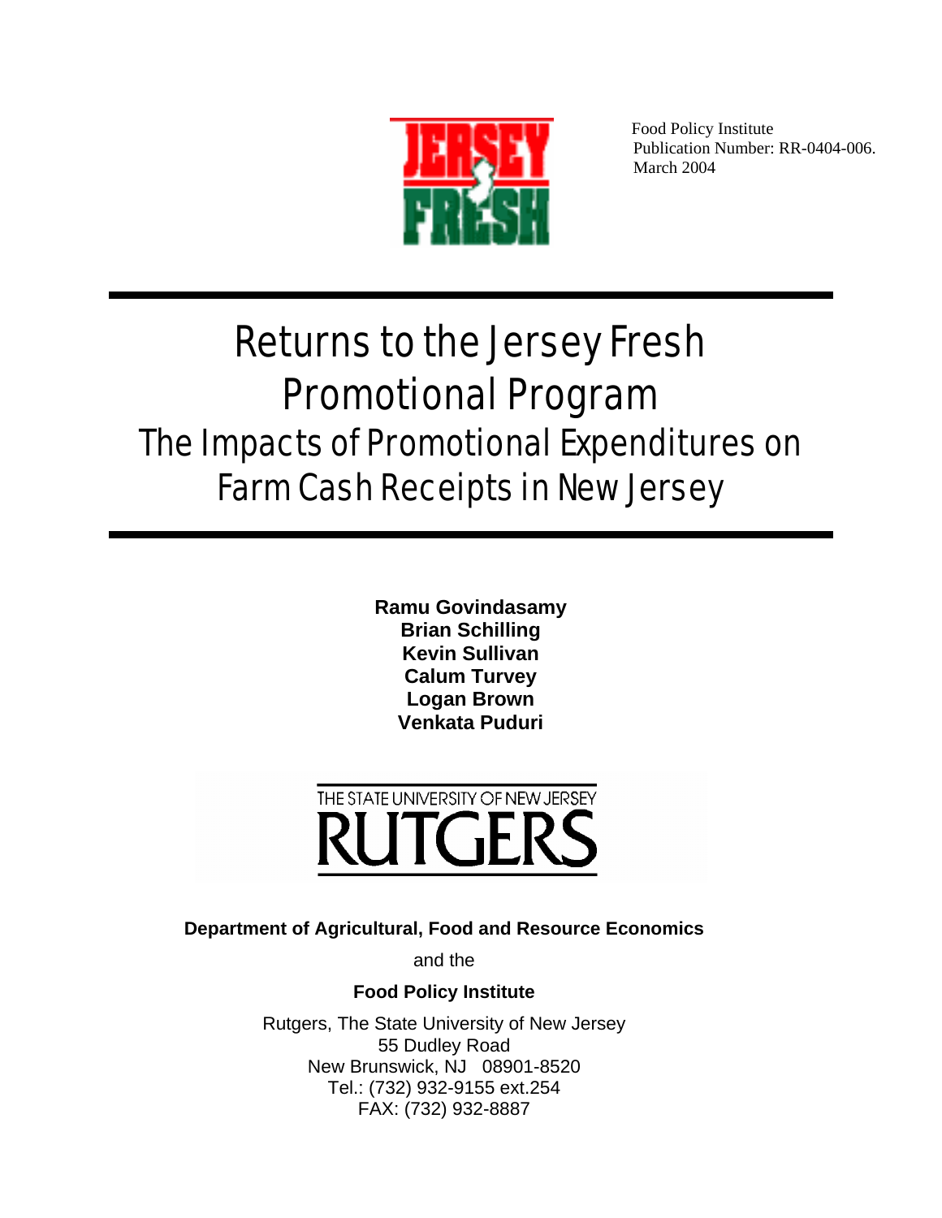Food Policy Institute
Publication Number: RR-0404-006.
March 2004

# Returns to the Jersey Fresh Promotional Program

## The Impacts of Promotional Expenditures on Farm Cash Receipts in New Jersey

**Ramu Govindasamy**
**Brian Schilling**
**Kevin Sullivan**
**Calum Turvey**
**Logan Brown**
**Venkata Puduri**

**Department of Agricultural, Food and Resource Economics**

and the

**Food Policy Institute**

Rutgers, The State University of New Jersey
55 Dudley Road
New Brunswick, NJ 08901-8520
Tel.: (732) 932-9155 ext.254
FAX: (732) 932-8887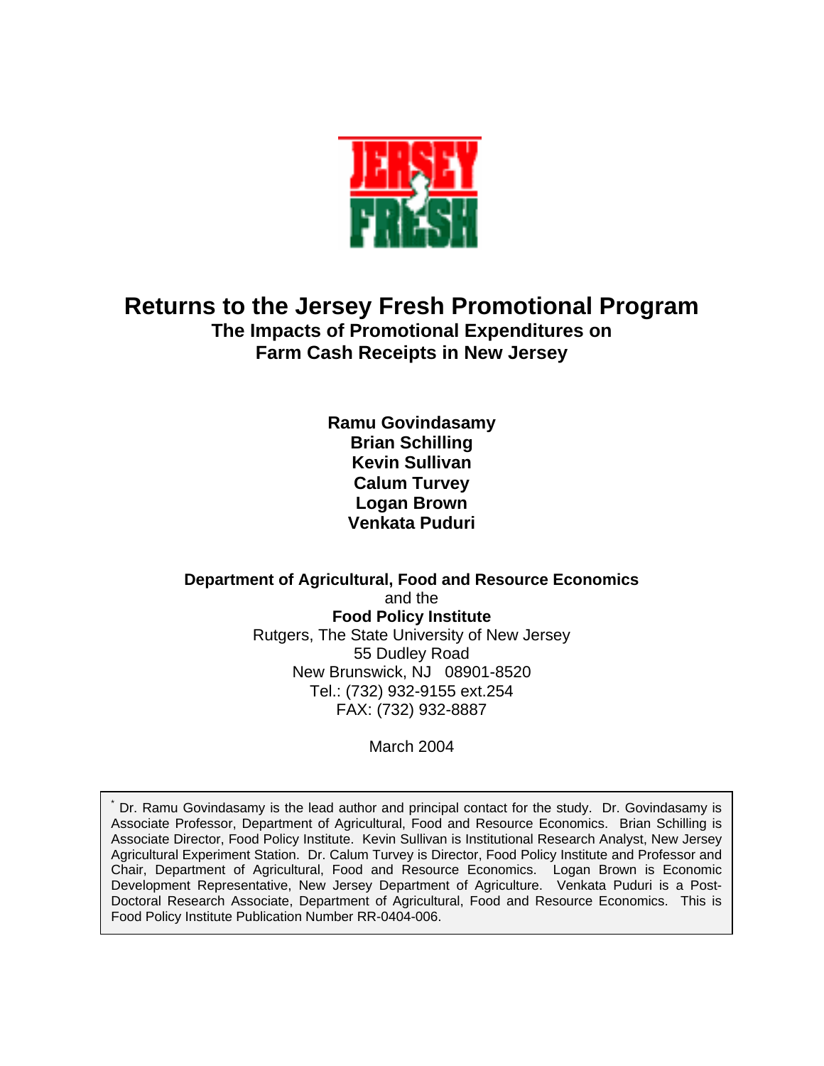# Returns to the Jersey Fresh Promotional Program

**The Impacts of Promotional Expenditures on Farm Cash Receipts in New Jersey**

**Ramu Govindasamy**
**Brian Schilling**
**Kevin Sullivan**
**Calum Turvey**
**Logan Brown**
**Venkata Puduri**

**Department of Agricultural, Food and Resource Economics**
and the
**Food Policy Institute**
Rutgers, The State University of New Jersey
55 Dudley Road
New Brunswick, NJ 08901-8520
Tel.: (732) 932-9155 ext.254
FAX: (732) 932-8887

March 2004

[*] Dr. Ramu Govindasamy is the lead author and principal contact for the study. Dr. Govindasamy is Associate Professor, Department of Agricultural, Food and Resource Economics. Brian Schilling is Associate Director, Food Policy Institute. Kevin Sullivan is Institutional Research Analyst, New Jersey Agricultural Experiment Station. Dr. Calum Turvey is Director, Food Policy Institute and Professor and Chair, Department of Agricultural, Food and Resource Economics. Logan Brown is Economic Development Representative, New Jersey Department of Agriculture. Venkata Puduri is a Post-Doctoral Research Associate, Department of Agricultural, Food and Resource Economics. This is Food Policy Institute Publication Number RR-0404-006.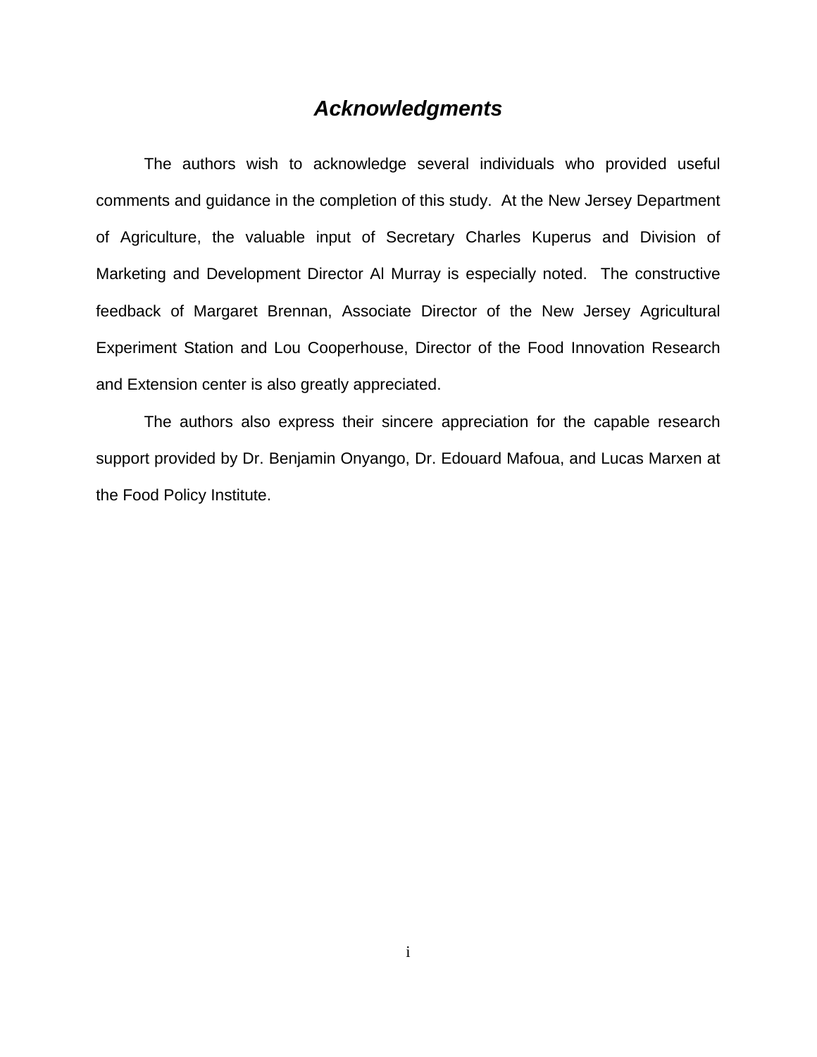# *Acknowledgments*

The authors wish to acknowledge several individuals who provided useful comments and guidance in the completion of this study. At the New Jersey Department of Agriculture, the valuable input of Secretary Charles Kuperus and Division of Marketing and Development Director Al Murray is especially noted. The constructive feedback of Margaret Brennan, Associate Director of the New Jersey Agricultural Experiment Station and Lou Cooperhouse, Director of the Food Innovation Research and Extension center is also greatly appreciated.

The authors also express their sincere appreciation for the capable research support provided by Dr. Benjamin Onyango, Dr. Edouard Mafoua, and Lucas Marxen at the Food Policy Institute.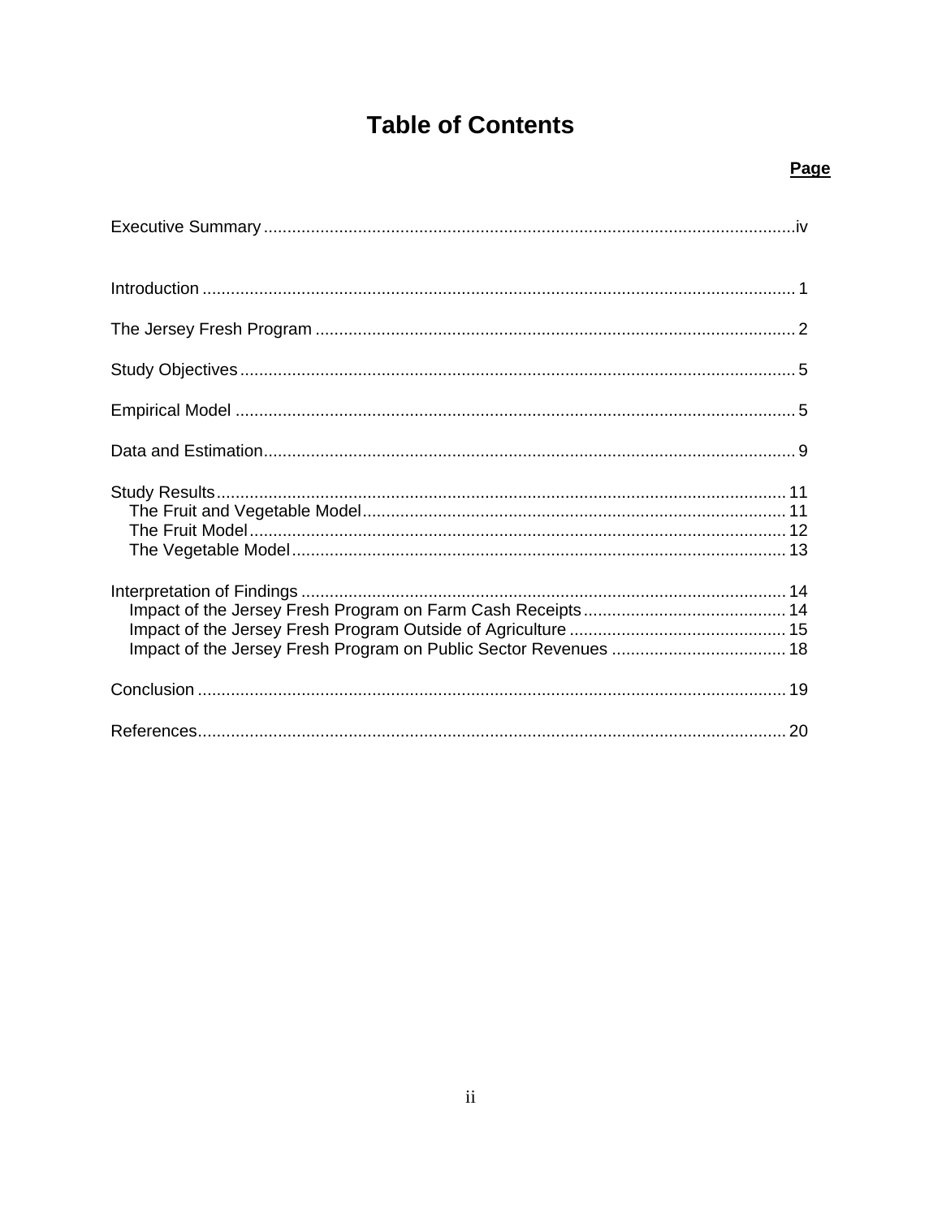# Table of Contents

| | Page |
|---|---|
| Executive Summary | iv |
| Introduction | 1 |
| The Jersey Fresh Program | 2 |
| Study Objectives | 5 |
| Empirical Model | 5 |
| Data and Estimation | 9 |
| Study Results | 11 |
| The Fruit and Vegetable Model | 11 |
| The Fruit Model | 12 |
| The Vegetable Model | 13 |
| Interpretation of Findings | 14 |
| Impact of the Jersey Fresh Program on Farm Cash Receipts | 14 |
| Impact of the Jersey Fresh Program Outside of Agriculture | 15 |
| Impact of the Jersey Fresh Program on Public Sector Revenues | 18 |
| Conclusion | 19 |
| References | 20 |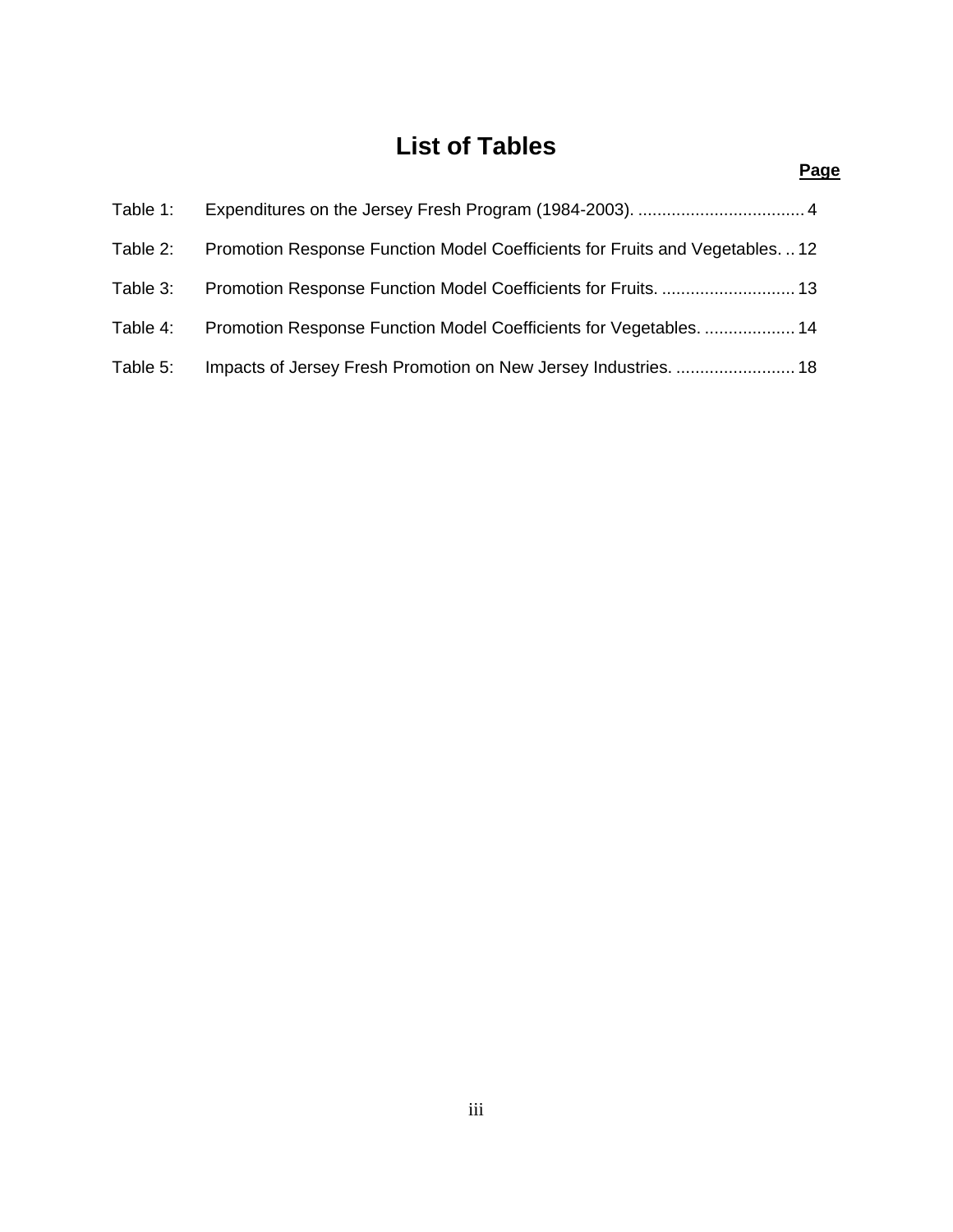# List of Tables

| | | Page |
|---|---|---|
| Table 1: | Expenditures on the Jersey Fresh Program (1984-2003). | 4 |
| Table 2: | Promotion Response Function Model Coefficients for Fruits and Vegetables. | 12 |
| Table 3: | Promotion Response Function Model Coefficients for Fruits. | 13 |
| Table 4: | Promotion Response Function Model Coefficients for Vegetables. | 14 |
| Table 5: | Impacts of Jersey Fresh Promotion on New Jersey Industries. | 18 |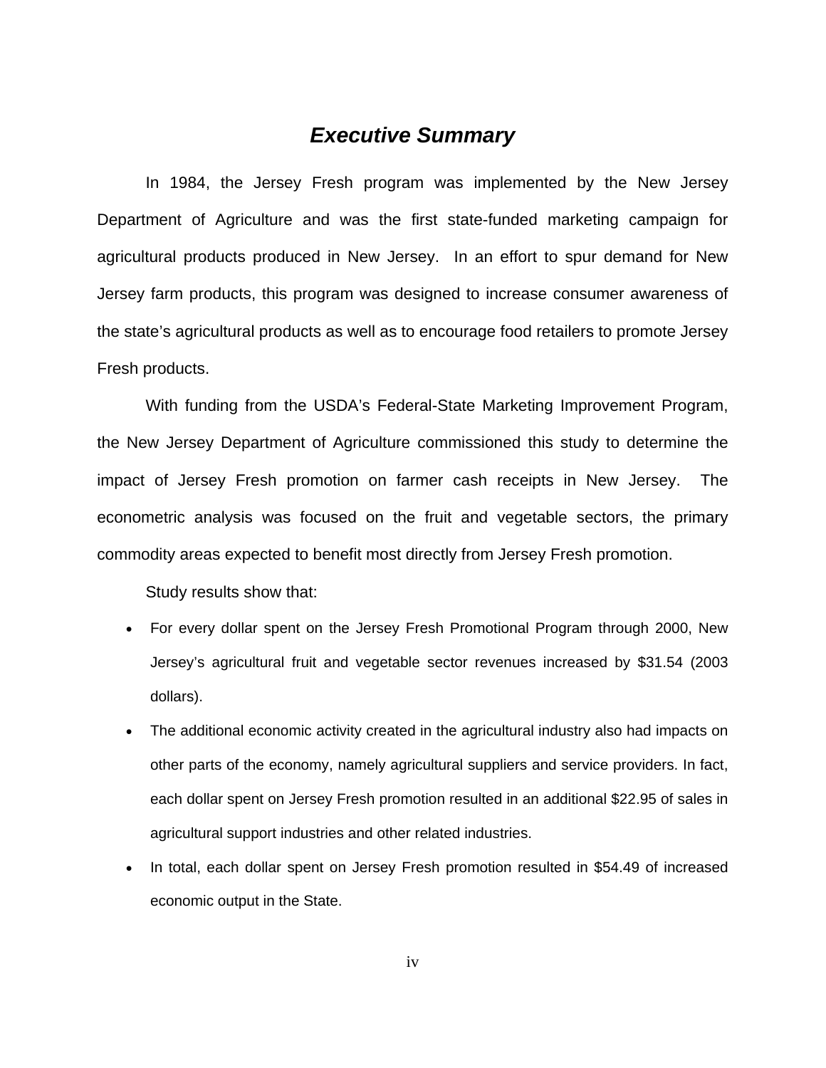# *Executive Summary*

In 1984, the Jersey Fresh program was implemented by the New Jersey Department of Agriculture and was the first state-funded marketing campaign for agricultural products produced in New Jersey. In an effort to spur demand for New Jersey farm products, this program was designed to increase consumer awareness of the state's agricultural products as well as to encourage food retailers to promote Jersey Fresh products.

With funding from the USDA's Federal-State Marketing Improvement Program, the New Jersey Department of Agriculture commissioned this study to determine the impact of Jersey Fresh promotion on farmer cash receipts in New Jersey. The econometric analysis was focused on the fruit and vegetable sectors, the primary commodity areas expected to benefit most directly from Jersey Fresh promotion.

Study results show that:

- For every dollar spent on the Jersey Fresh Promotional Program through 2000, New Jersey's agricultural fruit and vegetable sector revenues increased by $31.54 (2003 dollars).
- The additional economic activity created in the agricultural industry also had impacts on other parts of the economy, namely agricultural suppliers and service providers. In fact, each dollar spent on Jersey Fresh promotion resulted in an additional $22.95 of sales in agricultural support industries and other related industries.
- In total, each dollar spent on Jersey Fresh promotion resulted in $54.49 of increased economic output in the State.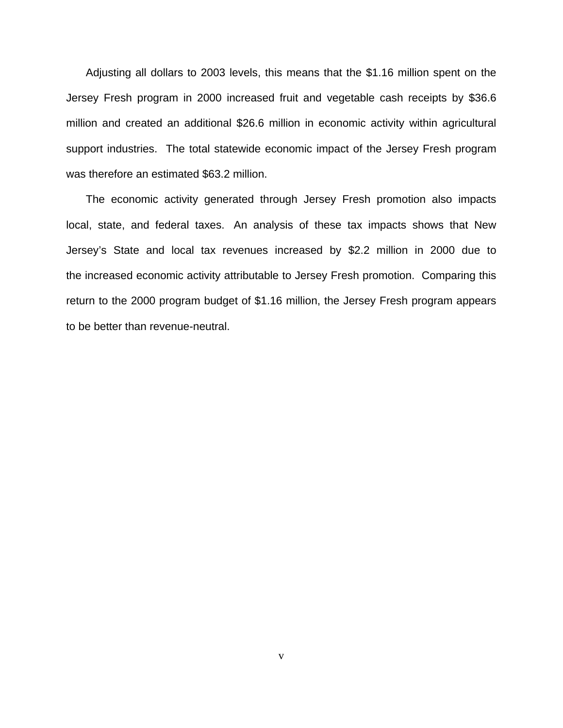Adjusting all dollars to 2003 levels, this means that the $1.16 million spent on the Jersey Fresh program in 2000 increased fruit and vegetable cash receipts by $36.6 million and created an additional $26.6 million in economic activity within agricultural support industries. The total statewide economic impact of the Jersey Fresh program was therefore an estimated $63.2 million.

The economic activity generated through Jersey Fresh promotion also impacts local, state, and federal taxes. An analysis of these tax impacts shows that New Jersey's State and local tax revenues increased by $2.2 million in 2000 due to the increased economic activity attributable to Jersey Fresh promotion. Comparing this return to the 2000 program budget of $1.16 million, the Jersey Fresh program appears to be better than revenue-neutral.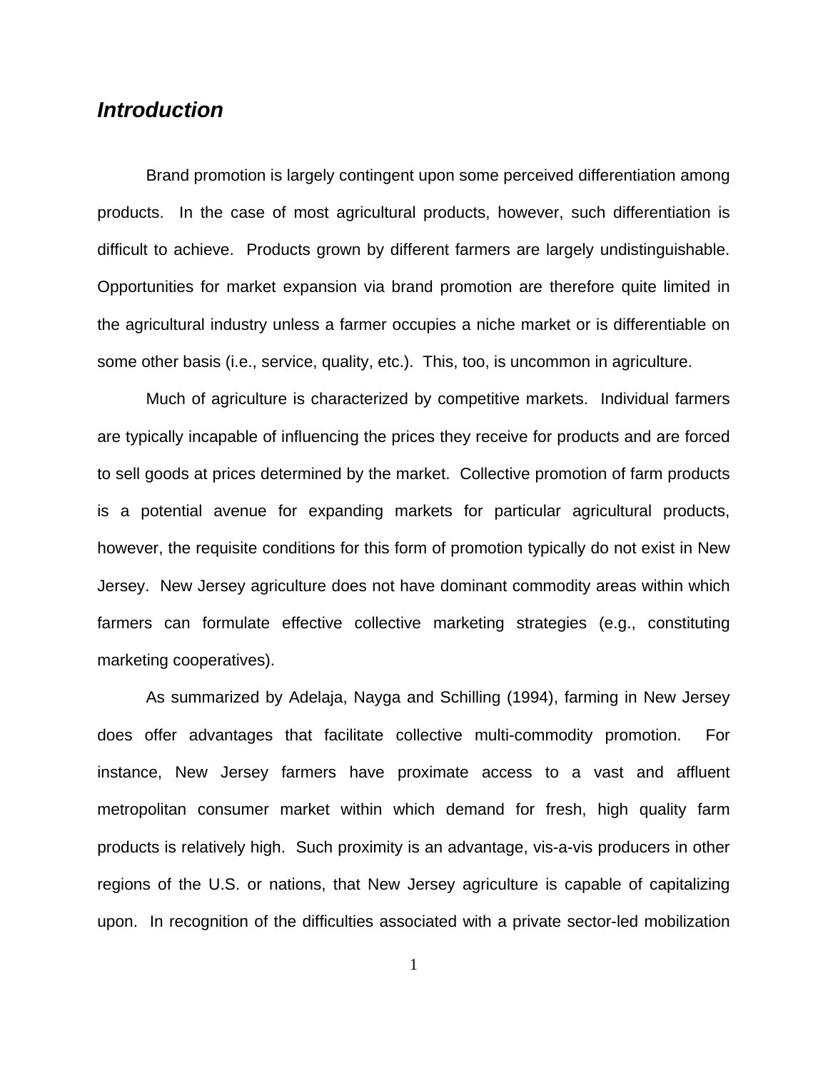## *Introduction*

Brand promotion is largely contingent upon some perceived differentiation among products. In the case of most agricultural products, however, such differentiation is difficult to achieve. Products grown by different farmers are largely undistinguishable. Opportunities for market expansion via brand promotion are therefore quite limited in the agricultural industry unless a farmer occupies a niche market or is differentiable on some other basis (i.e., service, quality, etc.). This, too, is uncommon in agriculture.

Much of agriculture is characterized by competitive markets. Individual farmers are typically incapable of influencing the prices they receive for products and are forced to sell goods at prices determined by the market. Collective promotion of farm products is a potential avenue for expanding markets for particular agricultural products, however, the requisite conditions for this form of promotion typically do not exist in New Jersey. New Jersey agriculture does not have dominant commodity areas within which farmers can formulate effective collective marketing strategies (e.g., constituting marketing cooperatives).

As summarized by Adelaja, Nayga and Schilling (1994), farming in New Jersey does offer advantages that facilitate collective multi-commodity promotion. For instance, New Jersey farmers have proximate access to a vast and affluent metropolitan consumer market within which demand for fresh, high quality farm products is relatively high. Such proximity is an advantage, vis-a-vis producers in other regions of the U.S. or nations, that New Jersey agriculture is capable of capitalizing upon. In recognition of the difficulties associated with a private sector-led mobilization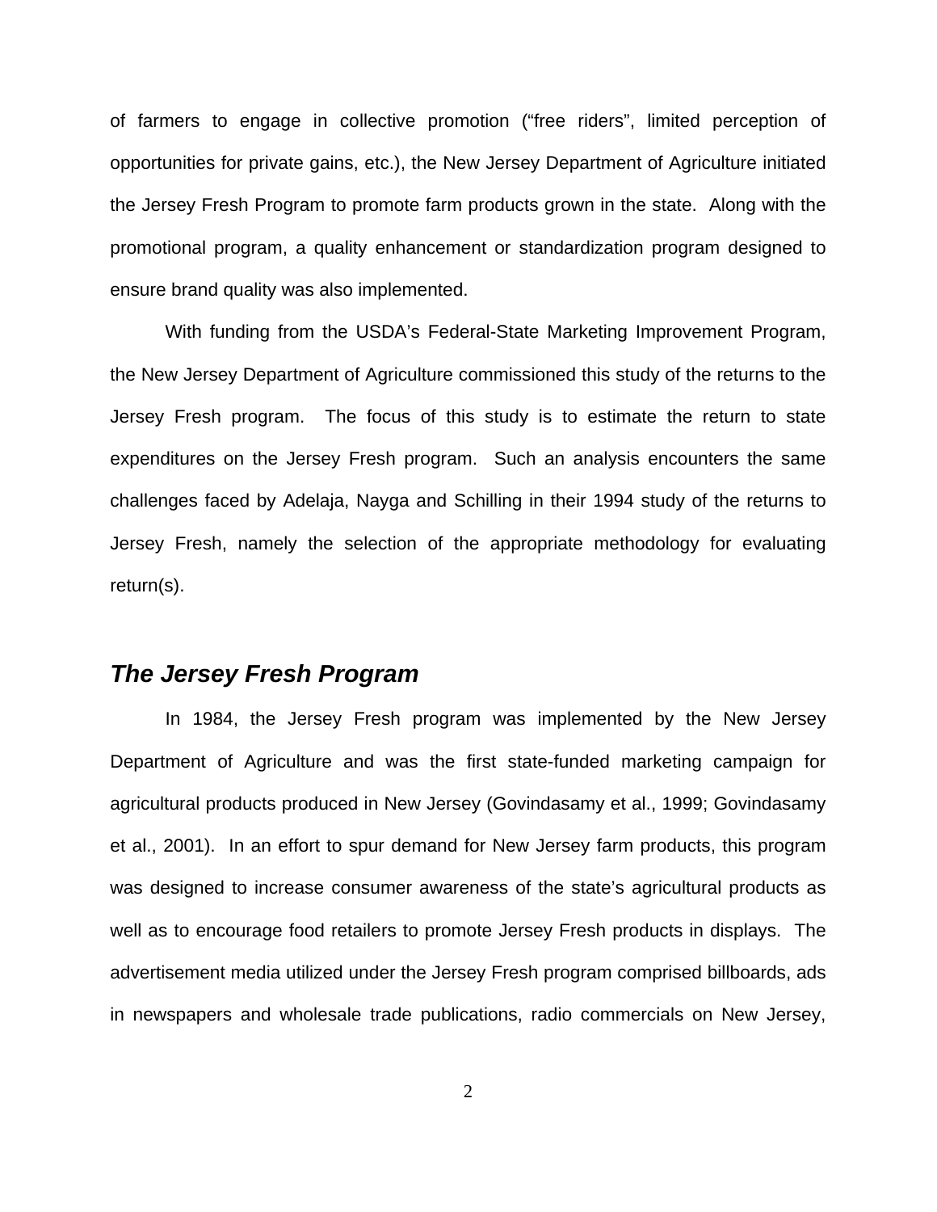of farmers to engage in collective promotion (“free riders”, limited perception of opportunities for private gains, etc.), the New Jersey Department of Agriculture initiated the Jersey Fresh Program to promote farm products grown in the state. Along with the promotional program, a quality enhancement or standardization program designed to ensure brand quality was also implemented.

With funding from the USDA’s Federal-State Marketing Improvement Program, the New Jersey Department of Agriculture commissioned this study of the returns to the Jersey Fresh program. The focus of this study is to estimate the return to state expenditures on the Jersey Fresh program. Such an analysis encounters the same challenges faced by Adelaja, Nayga and Schilling in their 1994 study of the returns to Jersey Fresh, namely the selection of the appropriate methodology for evaluating return(s).

## *The Jersey Fresh Program*

In 1984, the Jersey Fresh program was implemented by the New Jersey Department of Agriculture and was the first state-funded marketing campaign for agricultural products produced in New Jersey (Govindasamy et al., 1999; Govindasamy et al., 2001). In an effort to spur demand for New Jersey farm products, this program was designed to increase consumer awareness of the state’s agricultural products as well as to encourage food retailers to promote Jersey Fresh products in displays. The advertisement media utilized under the Jersey Fresh program comprised billboards, ads in newspapers and wholesale trade publications, radio commercials on New Jersey,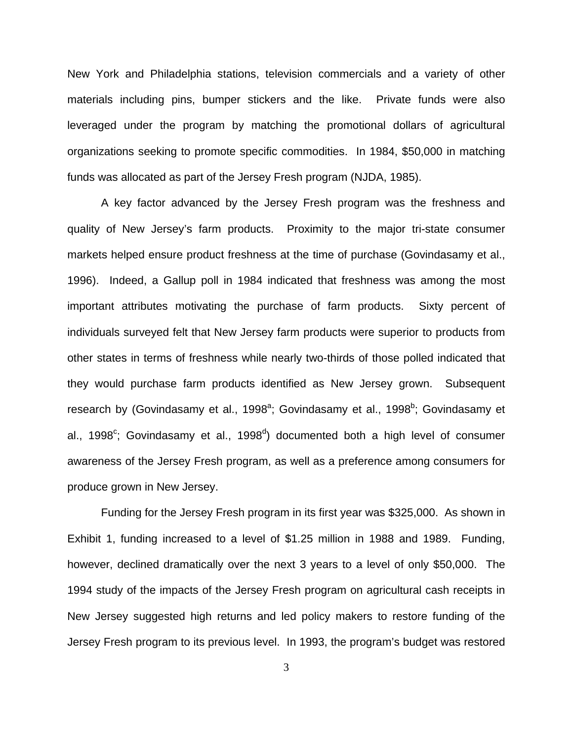New York and Philadelphia stations, television commercials and a variety of other materials including pins, bumper stickers and the like. Private funds were also leveraged under the program by matching the promotional dollars of agricultural organizations seeking to promote specific commodities. In 1984, $50,000 in matching funds was allocated as part of the Jersey Fresh program (NJDA, 1985).

A key factor advanced by the Jersey Fresh program was the freshness and quality of New Jersey's farm products. Proximity to the major tri-state consumer markets helped ensure product freshness at the time of purchase (Govindasamy et al., 1996). Indeed, a Gallup poll in 1984 indicated that freshness was among the most important attributes motivating the purchase of farm products. Sixty percent of individuals surveyed felt that New Jersey farm products were superior to products from other states in terms of freshness while nearly two-thirds of those polled indicated that they would purchase farm products identified as New Jersey grown. Subsequent research by (Govindasamy et al., 1998[a]; Govindasamy et al., 1998[b]; Govindasamy et al., 1998[c]; Govindasamy et al., 1998[d]) documented both a high level of consumer awareness of the Jersey Fresh program, as well as a preference among consumers for produce grown in New Jersey.

Funding for the Jersey Fresh program in its first year was $325,000. As shown in Exhibit 1, funding increased to a level of $1.25 million in 1988 and 1989. Funding, however, declined dramatically over the next 3 years to a level of only $50,000. The 1994 study of the impacts of the Jersey Fresh program on agricultural cash receipts in New Jersey suggested high returns and led policy makers to restore funding of the Jersey Fresh program to its previous level. In 1993, the program's budget was restored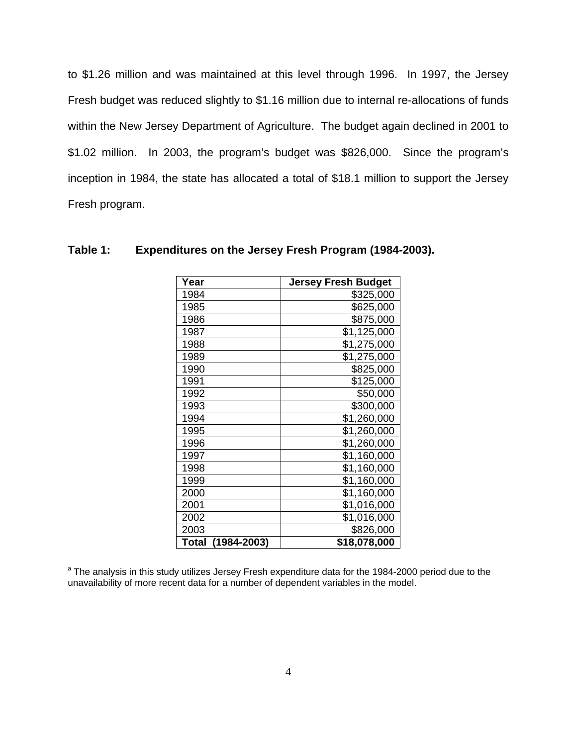to $1.26 million and was maintained at this level through 1996. In 1997, the Jersey Fresh budget was reduced slightly to $1.16 million due to internal re-allocations of funds within the New Jersey Department of Agriculture. The budget again declined in 2001 to $1.02 million. In 2003, the program's budget was $826,000. Since the program's inception in 1984, the state has allocated a total of $18.1 million to support the Jersey Fresh program.

**Table 1: Expenditures on the Jersey Fresh Program (1984-2003).**

| Year | Jersey Fresh Budget |
|---|---:|
| 1984 | $325,000 |
| 1985 | $625,000 |
| 1986 | $875,000 |
| 1987 | $1,125,000 |
| 1988 | $1,275,000 |
| 1989 | $1,275,000 |
| 1990 | $825,000 |
| 1991 | $125,000 |
| 1992 | $50,000 |
| 1993 | $300,000 |
| 1994 | $1,260,000 |
| 1995 | $1,260,000 |
| 1996 | $1,260,000 |
| 1997 | $1,160,000 |
| 1998 | $1,160,000 |
| 1999 | $1,160,000 |
| 2000 | $1,160,000 |
| 2001 | $1,016,000 |
| 2002 | $1,016,000 |
| 2003 | $826,000 |
| **Total (1984-2003)** | **$18,078,000** |

[a] The analysis in this study utilizes Jersey Fresh expenditure data for the 1984-2000 period due to the unavailability of more recent data for a number of dependent variables in the model.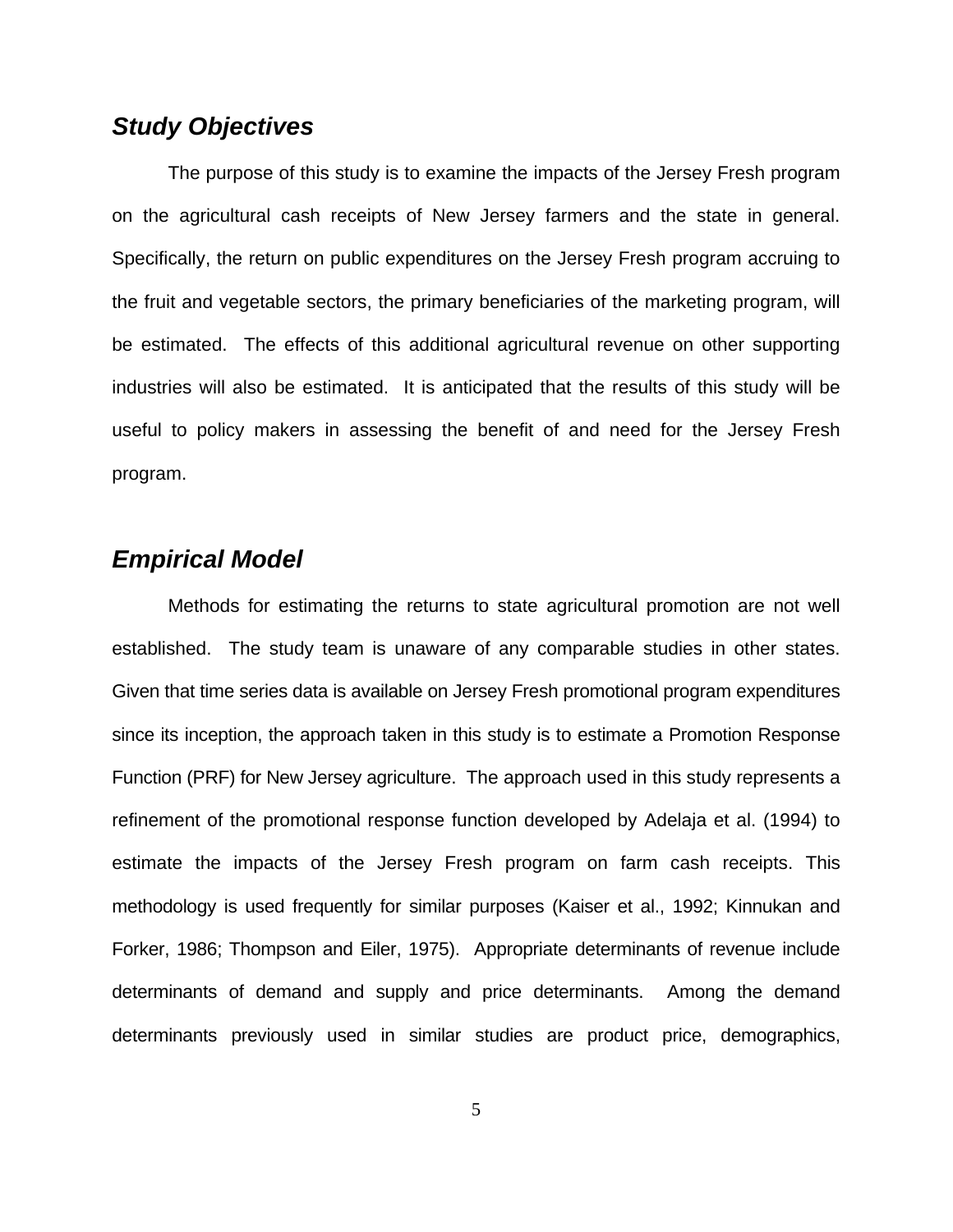## *Study Objectives*

The purpose of this study is to examine the impacts of the Jersey Fresh program on the agricultural cash receipts of New Jersey farmers and the state in general. Specifically, the return on public expenditures on the Jersey Fresh program accruing to the fruit and vegetable sectors, the primary beneficiaries of the marketing program, will be estimated. The effects of this additional agricultural revenue on other supporting industries will also be estimated. It is anticipated that the results of this study will be useful to policy makers in assessing the benefit of and need for the Jersey Fresh program.

## *Empirical Model*

Methods for estimating the returns to state agricultural promotion are not well established. The study team is unaware of any comparable studies in other states. Given that time series data is available on Jersey Fresh promotional program expenditures since its inception, the approach taken in this study is to estimate a Promotion Response Function (PRF) for New Jersey agriculture. The approach used in this study represents a refinement of the promotional response function developed by Adelaja et al. (1994) to estimate the impacts of the Jersey Fresh program on farm cash receipts. This methodology is used frequently for similar purposes (Kaiser et al., 1992; Kinnukan and Forker, 1986; Thompson and Eiler, 1975). Appropriate determinants of revenue include determinants of demand and supply and price determinants. Among the demand determinants previously used in similar studies are product price, demographics,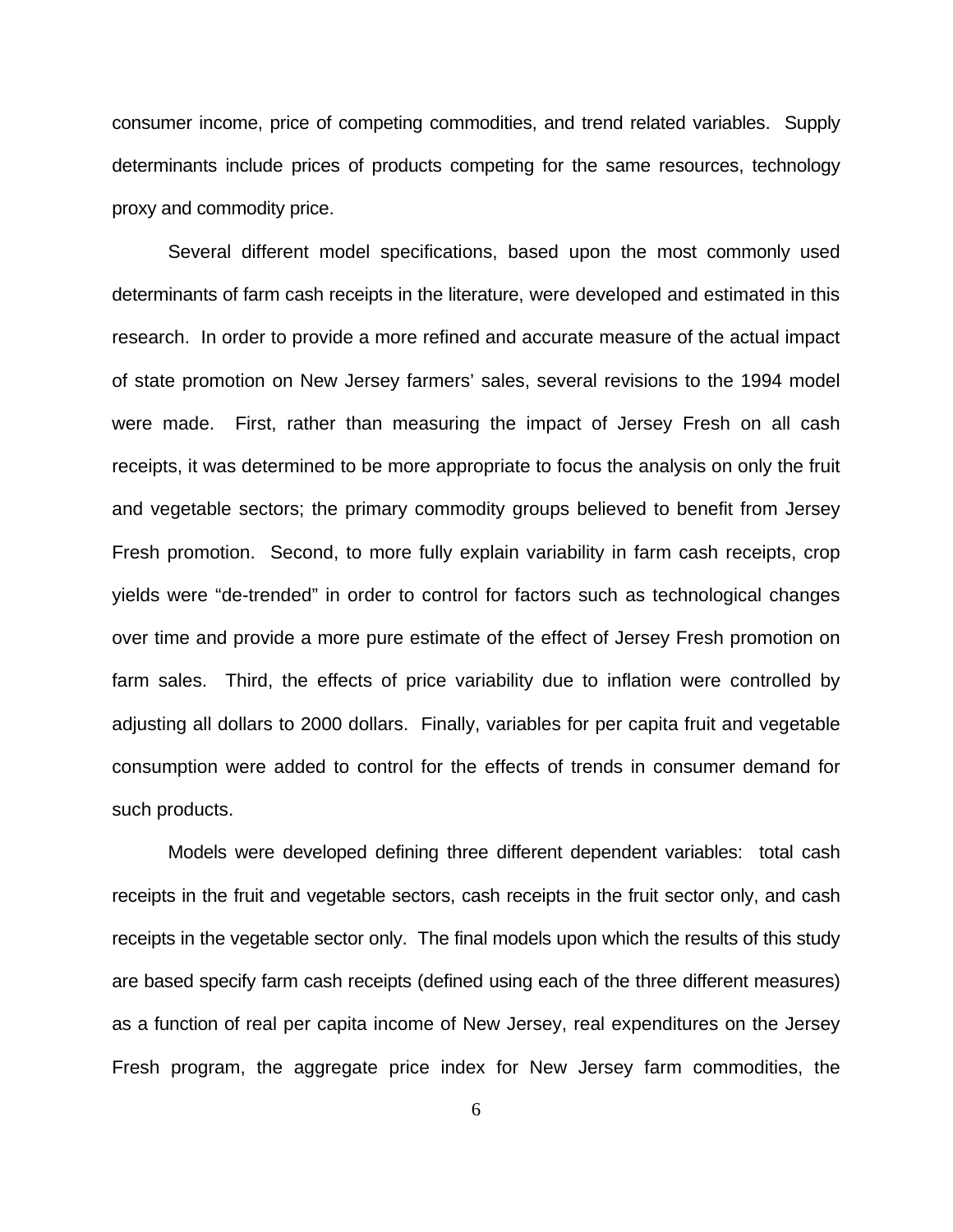consumer income, price of competing commodities, and trend related variables. Supply determinants include prices of products competing for the same resources, technology proxy and commodity price.

Several different model specifications, based upon the most commonly used determinants of farm cash receipts in the literature, were developed and estimated in this research. In order to provide a more refined and accurate measure of the actual impact of state promotion on New Jersey farmers' sales, several revisions to the 1994 model were made. First, rather than measuring the impact of Jersey Fresh on all cash receipts, it was determined to be more appropriate to focus the analysis on only the fruit and vegetable sectors; the primary commodity groups believed to benefit from Jersey Fresh promotion. Second, to more fully explain variability in farm cash receipts, crop yields were "de-trended" in order to control for factors such as technological changes over time and provide a more pure estimate of the effect of Jersey Fresh promotion on farm sales. Third, the effects of price variability due to inflation were controlled by adjusting all dollars to 2000 dollars. Finally, variables for per capita fruit and vegetable consumption were added to control for the effects of trends in consumer demand for such products.

Models were developed defining three different dependent variables: total cash receipts in the fruit and vegetable sectors, cash receipts in the fruit sector only, and cash receipts in the vegetable sector only. The final models upon which the results of this study are based specify farm cash receipts (defined using each of the three different measures) as a function of real per capita income of New Jersey, real expenditures on the Jersey Fresh program, the aggregate price index for New Jersey farm commodities, the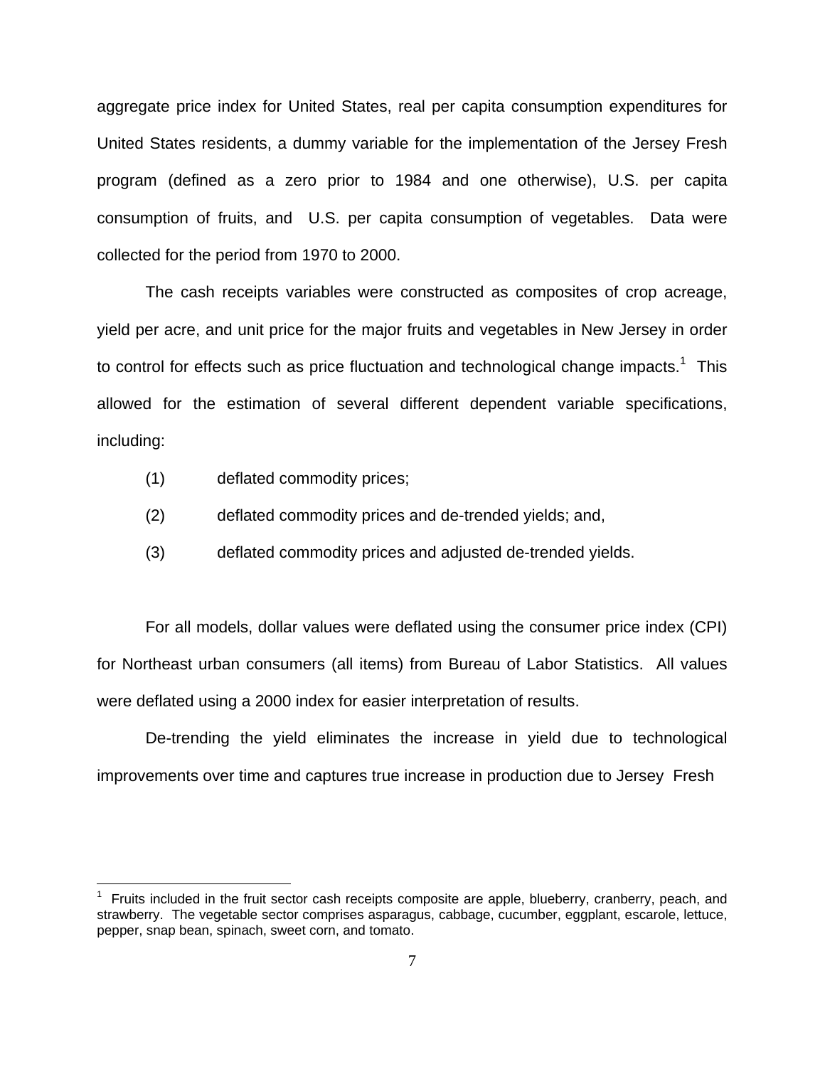aggregate price index for United States, real per capita consumption expenditures for United States residents, a dummy variable for the implementation of the Jersey Fresh program (defined as a zero prior to 1984 and one otherwise), U.S. per capita consumption of fruits, and U.S. per capita consumption of vegetables. Data were collected for the period from 1970 to 2000.

The cash receipts variables were constructed as composites of crop acreage, yield per acre, and unit price for the major fruits and vegetables in New Jersey in order to control for effects such as price fluctuation and technological change impacts.[1] This allowed for the estimation of several different dependent variable specifications, including:

(1) deflated commodity prices;

(2) deflated commodity prices and de-trended yields; and,

(3) deflated commodity prices and adjusted de-trended yields.

For all models, dollar values were deflated using the consumer price index (CPI) for Northeast urban consumers (all items) from Bureau of Labor Statistics. All values were deflated using a 2000 index for easier interpretation of results.

De-trending the yield eliminates the increase in yield due to technological improvements over time and captures true increase in production due to Jersey Fresh

---

[1] Fruits included in the fruit sector cash receipts composite are apple, blueberry, cranberry, peach, and strawberry. The vegetable sector comprises asparagus, cabbage, cucumber, eggplant, escarole, lettuce, pepper, snap bean, spinach, sweet corn, and tomato.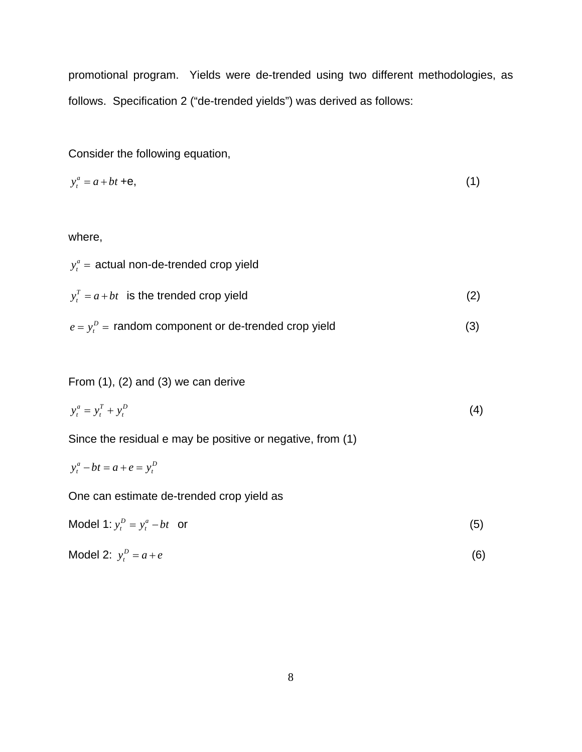promotional program. Yields were de-trended using two different methodologies, as follows. Specification 2 ("de-trended yields") was derived as follows:

Consider the following equation,

$$y_t^a = a + bt + e, \tag{1}$$

where,

$y_t^a =$ actual non-de-trended crop yield

$y_t^T = a + bt$ is the trended crop yield (2)

$e = y_t^D =$ random component or de-trended crop yield (3)

From (1), (2) and (3) we can derive

$$y_t^a = y_t^T + y_t^D \tag{4}$$

Since the residual e may be positive or negative, from (1)

$$y_t^a - bt = a + e = y_t^D$$

One can estimate de-trended crop yield as

Model 1: $y_t^D = y_t^a - bt$ or (5)

Model 2: $y_t^D = a + e$ (6)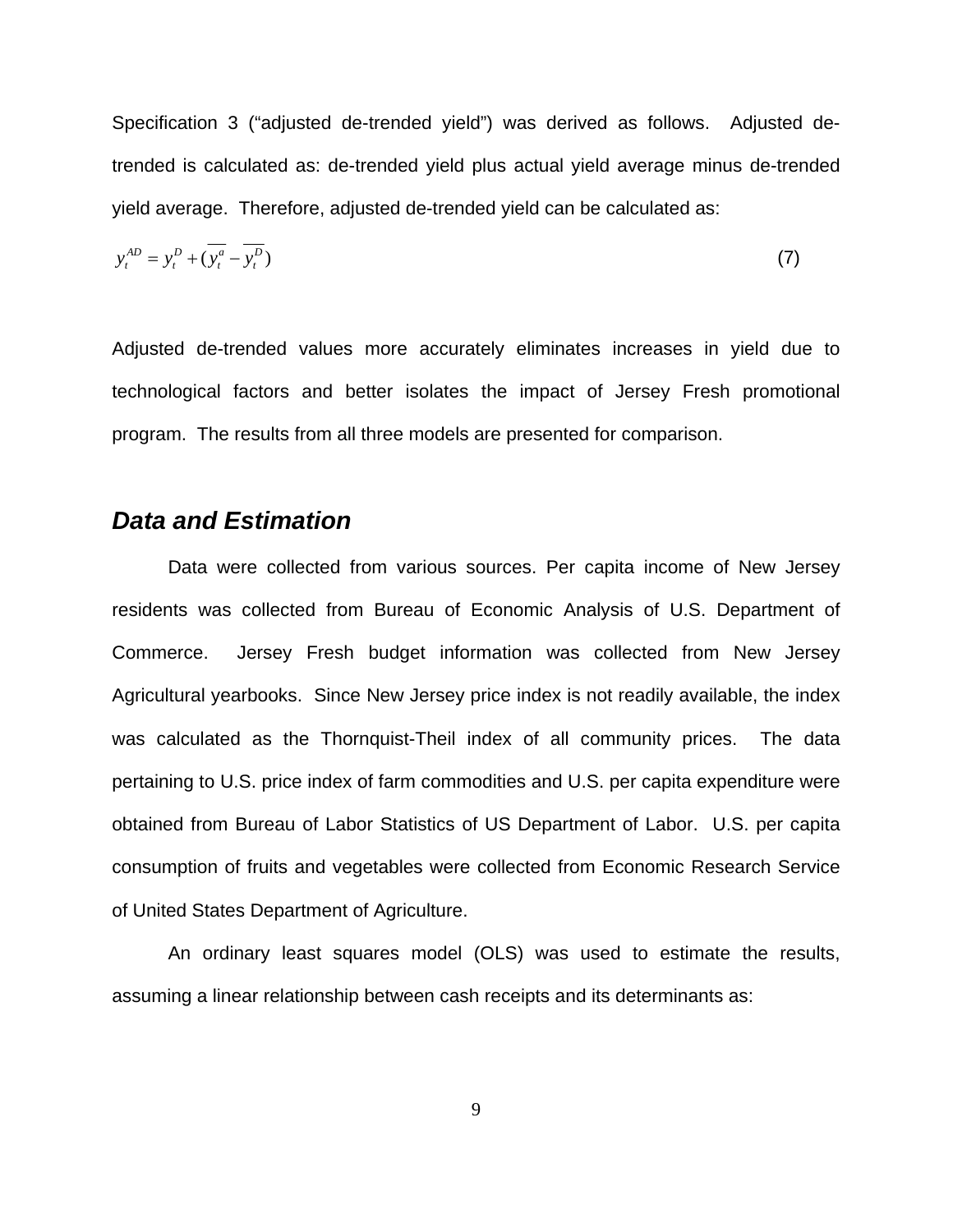Specification 3 ("adjusted de-trended yield") was derived as follows. Adjusted de-trended is calculated as: de-trended yield plus actual yield average minus de-trended yield average. Therefore, adjusted de-trended yield can be calculated as:

$$y_t^{AD} = y_t^D + (\overline{y_t^a} - \overline{y_t^D}) \tag{7}$$

Adjusted de-trended values more accurately eliminates increases in yield due to technological factors and better isolates the impact of Jersey Fresh promotional program. The results from all three models are presented for comparison.

## *Data and Estimation*

Data were collected from various sources. Per capita income of New Jersey residents was collected from Bureau of Economic Analysis of U.S. Department of Commerce. Jersey Fresh budget information was collected from New Jersey Agricultural yearbooks. Since New Jersey price index is not readily available, the index was calculated as the Thornquist-Theil index of all community prices. The data pertaining to U.S. price index of farm commodities and U.S. per capita expenditure were obtained from Bureau of Labor Statistics of US Department of Labor. U.S. per capita consumption of fruits and vegetables were collected from Economic Research Service of United States Department of Agriculture.

An ordinary least squares model (OLS) was used to estimate the results, assuming a linear relationship between cash receipts and its determinants as: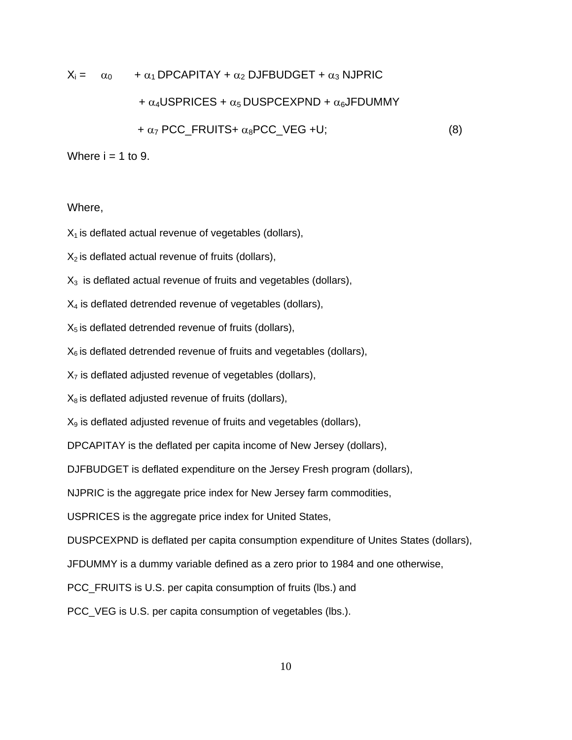$$X_i = \alpha_0 + \alpha_1 DPCAPITAY + \alpha_2 DJFBUDGET + \alpha_3 NJPRIC + \alpha_4 USPRICES + \alpha_5 DUSPCEXPND + \alpha_6 JFDUMMY + \alpha_7 PCC\_FRUITS + \alpha_8 PCC\_VEG + U; \quad (8)$$

Where i = 1 to 9.

Where,

$X_1$ is deflated actual revenue of vegetables (dollars),

$X_2$ is deflated actual revenue of fruits (dollars),

$X_3$ is deflated actual revenue of fruits and vegetables (dollars),

$X_4$ is deflated detrended revenue of vegetables (dollars),

$X_5$ is deflated detrended revenue of fruits (dollars),

$X_6$ is deflated detrended revenue of fruits and vegetables (dollars),

$X_7$ is deflated adjusted revenue of vegetables (dollars),

$X_8$ is deflated adjusted revenue of fruits (dollars),

$X_9$ is deflated adjusted revenue of fruits and vegetables (dollars),

DPCAPITAY is the deflated per capita income of New Jersey (dollars),

DJFBUDGET is deflated expenditure on the Jersey Fresh program (dollars),

NJPRIC is the aggregate price index for New Jersey farm commodities,

USPRICES is the aggregate price index for United States,

DUSPCEXPND is deflated per capita consumption expenditure of Unites States (dollars),

JFDUMMY is a dummy variable defined as a zero prior to 1984 and one otherwise,

PCC_FRUITS is U.S. per capita consumption of fruits (lbs.) and

PCC_VEG is U.S. per capita consumption of vegetables (lbs.).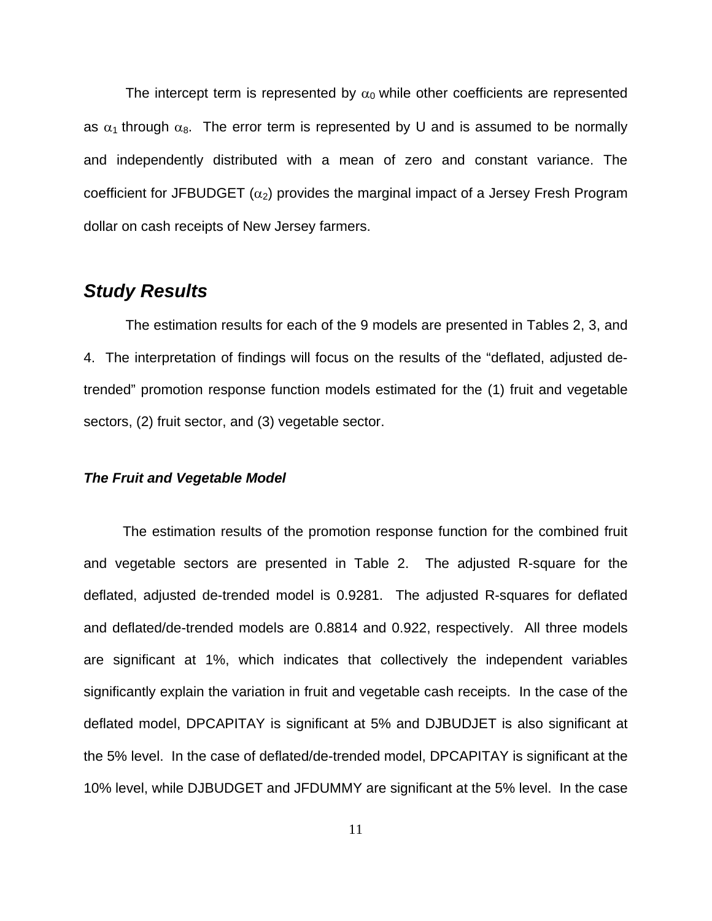The intercept term is represented by $\alpha_0$ while other coefficients are represented as $\alpha_1$ through $\alpha_8$. The error term is represented by U and is assumed to be normally and independently distributed with a mean of zero and constant variance. The coefficient for JFBUDGET ($\alpha_2$) provides the marginal impact of a Jersey Fresh Program dollar on cash receipts of New Jersey farmers.

## *Study Results*

The estimation results for each of the 9 models are presented in Tables 2, 3, and 4. The interpretation of findings will focus on the results of the "deflated, adjusted de-trended" promotion response function models estimated for the (1) fruit and vegetable sectors, (2) fruit sector, and (3) vegetable sector.

### *The Fruit and Vegetable Model*

The estimation results of the promotion response function for the combined fruit and vegetable sectors are presented in Table 2. The adjusted R-square for the deflated, adjusted de-trended model is 0.9281. The adjusted R-squares for deflated and deflated/de-trended models are 0.8814 and 0.922, respectively. All three models are significant at 1%, which indicates that collectively the independent variables significantly explain the variation in fruit and vegetable cash receipts. In the case of the deflated model, DPCAPITAY is significant at 5% and DJBUDJET is also significant at the 5% level. In the case of deflated/de-trended model, DPCAPITAY is significant at the 10% level, while DJBUDGET and JFDUMMY are significant at the 5% level. In the case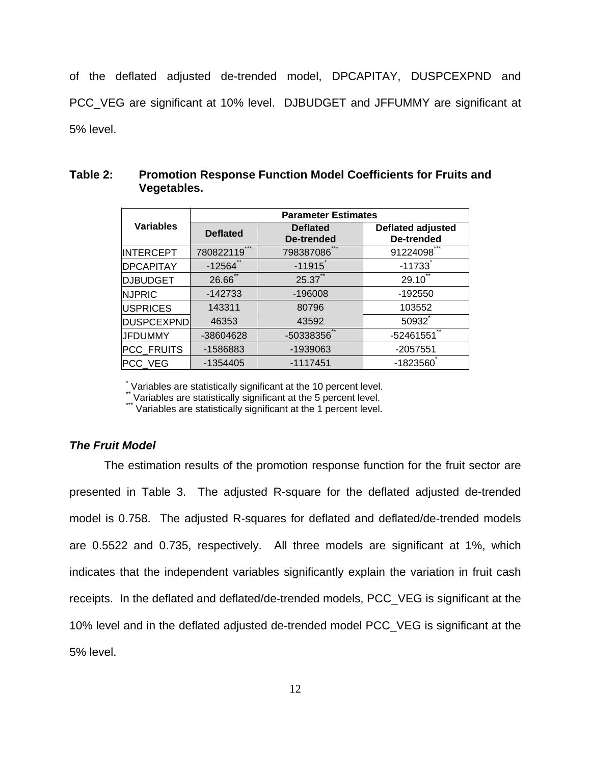of the deflated adjusted de-trended model, DPCAPITAY, DUSPCEXPND and PCC_VEG are significant at 10% level. DJBUDGET and JFFUMMY are significant at 5% level.

**Table 2: Promotion Response Function Model Coefficients for Fruits and Vegetables.**

| Variables | Parameter Estimates | | |
|---|---|---|---|
| | Deflated | Deflated De-trended | Deflated adjusted De-trended |
| INTERCEPT | 780822119*** | 798387086*** | 91224098*** |
| DPCAPITAY | -12564** | -11915* | -11733* |
| DJBUDGET | 26.66** | 25.37** | 29.10** |
| NJPRIC | -142733 | -196008 | -192550 |
| USPRICES | 143311 | 80796 | 103552 |
| DUSPCEXPND | 46353 | 43592 | 50932* |
| JFDUMMY | -38604628 | -50338356** | -52461551** |
| PCC_FRUITS | -1586883 | -1939063 | -2057551 |
| PCC_VEG | -1354405 | -1117451 | -1823560* |

\* Variables are statistically significant at the 10 percent level.
\*\* Variables are statistically significant at the 5 percent level.
\*\*\* Variables are statistically significant at the 1 percent level.

### *The Fruit Model*

The estimation results of the promotion response function for the fruit sector are presented in Table 3. The adjusted R-square for the deflated adjusted de-trended model is 0.758. The adjusted R-squares for deflated and deflated/de-trended models are 0.5522 and 0.735, respectively. All three models are significant at 1%, which indicates that the independent variables significantly explain the variation in fruit cash receipts. In the deflated and deflated/de-trended models, PCC_VEG is significant at the 10% level and in the deflated adjusted de-trended model PCC_VEG is significant at the 5% level.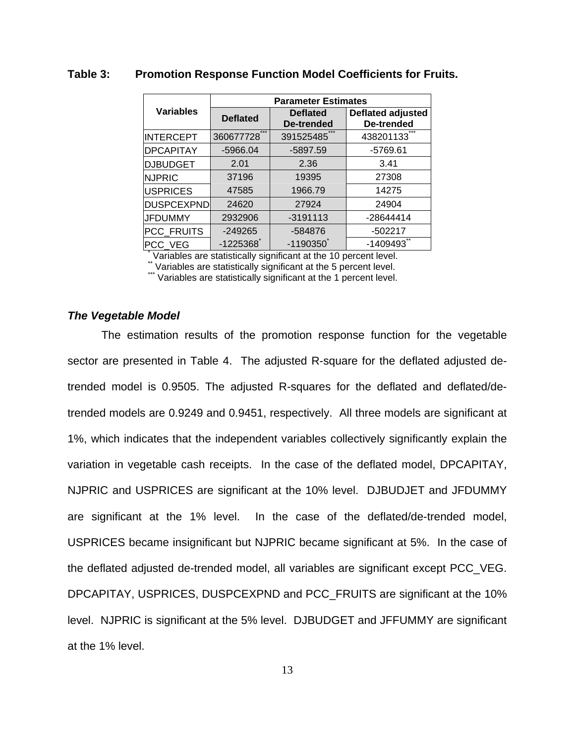**Table 3: Promotion Response Function Model Coefficients for Fruits.**

| Variables | Parameter Estimates | | |
|---|---|---|---|
| | Deflated | Deflated De-trended | Deflated adjusted De-trended |
| INTERCEPT | 360677728*** | 391525485*** | 438201133*** |
| DPCAPITAY | -5966.04 | -5897.59 | -5769.61 |
| DJBUDGET | 2.01 | 2.36 | 3.41 |
| NJPRIC | 37196 | 19395 | 27308 |
| USPRICES | 47585 | 1966.79 | 14275 |
| DUSPCEXPND | 24620 | 27924 | 24904 |
| JFDUMMY | 2932906 | -3191113 | -28644414 |
| PCC_FRUITS | -249265 | -584876 | -502217 |
| PCC_VEG | -1225368* | -1190350* | -1409493** |

\* Variables are statistically significant at the 10 percent level.
\** Variables are statistically significant at the 5 percent level.
\*** Variables are statistically significant at the 1 percent level.

### *The Vegetable Model*

The estimation results of the promotion response function for the vegetable sector are presented in Table 4. The adjusted R-square for the deflated adjusted de-trended model is 0.9505. The adjusted R-squares for the deflated and deflated/de-trended models are 0.9249 and 0.9451, respectively. All three models are significant at 1%, which indicates that the independent variables collectively significantly explain the variation in vegetable cash receipts. In the case of the deflated model, DPCAPITAY, NJPRIC and USPRICES are significant at the 10% level. DJBUDJET and JFDUMMY are significant at the 1% level. In the case of the deflated/de-trended model, USPRICES became insignificant but NJPRIC became significant at 5%. In the case of the deflated adjusted de-trended model, all variables are significant except PCC_VEG. DPCAPITAY, USPRICES, DUSPCEXPND and PCC_FRUITS are significant at the 10% level. NJPRIC is significant at the 5% level. DJBUDGET and JFFUMMY are significant at the 1% level.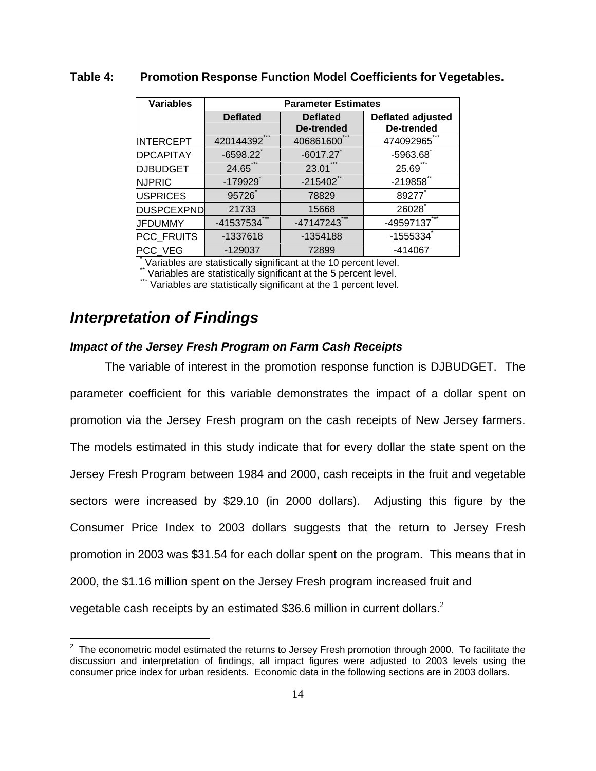**Table 4: Promotion Response Function Model Coefficients for Vegetables.**

| Variables | Parameter Estimates | | |
|---|---|---|---|
| | Deflated | Deflated De-trended | Deflated adjusted De-trended |
| INTERCEPT | 420144392*** | 406861600*** | 474092965*** |
| DPCAPITAY | -6598.22* | -6017.27* | -5963.68* |
| DJBUDGET | 24.65*** | 23.01*** | 25.69*** |
| NJPRIC | -179929* | -215402** | -219858** |
| USPRICES | 95726* | 78829 | 89277* |
| DUSPCEXPND | 21733 | 15668 | 26028* |
| JFDUMMY | -41537534*** | -47147243*** | -49597137*** |
| PCC_FRUITS | -1337618 | -1354188 | -1555334* |
| PCC_VEG | -129037 | 72899 | -414067 |

\* Variables are statistically significant at the 10 percent level.
\*\* Variables are statistically significant at the 5 percent level.
\*\*\* Variables are statistically significant at the 1 percent level.

## Interpretation of Findings

### Impact of the Jersey Fresh Program on Farm Cash Receipts

The variable of interest in the promotion response function is DJBUDGET. The parameter coefficient for this variable demonstrates the impact of a dollar spent on promotion via the Jersey Fresh program on the cash receipts of New Jersey farmers. The models estimated in this study indicate that for every dollar the state spent on the Jersey Fresh Program between 1984 and 2000, cash receipts in the fruit and vegetable sectors were increased by $29.10 (in 2000 dollars). Adjusting this figure by the Consumer Price Index to 2003 dollars suggests that the return to Jersey Fresh promotion in 2003 was $31.54 for each dollar spent on the program. This means that in 2000, the $1.16 million spent on the Jersey Fresh program increased fruit and vegetable cash receipts by an estimated $36.6 million in current dollars.[2]

[2] The econometric model estimated the returns to Jersey Fresh promotion through 2000. To facilitate the discussion and interpretation of findings, all impact figures were adjusted to 2003 levels using the consumer price index for urban residents. Economic data in the following sections are in 2003 dollars.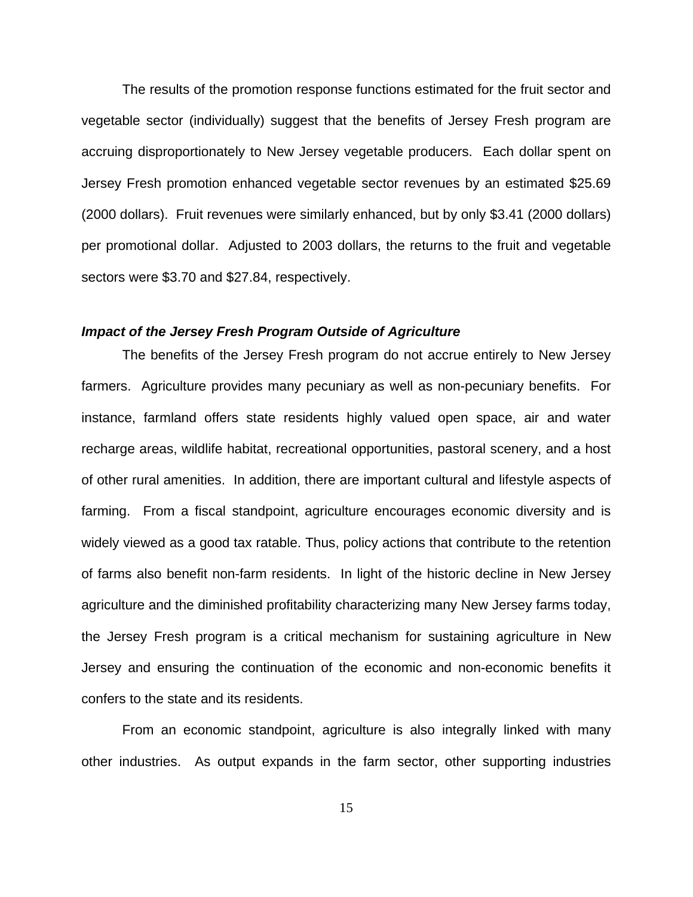The results of the promotion response functions estimated for the fruit sector and vegetable sector (individually) suggest that the benefits of Jersey Fresh program are accruing disproportionately to New Jersey vegetable producers. Each dollar spent on Jersey Fresh promotion enhanced vegetable sector revenues by an estimated $25.69 (2000 dollars). Fruit revenues were similarly enhanced, but by only $3.41 (2000 dollars) per promotional dollar. Adjusted to 2003 dollars, the returns to the fruit and vegetable sectors were $3.70 and $27.84, respectively.

***Impact of the Jersey Fresh Program Outside of Agriculture***

The benefits of the Jersey Fresh program do not accrue entirely to New Jersey farmers. Agriculture provides many pecuniary as well as non-pecuniary benefits. For instance, farmland offers state residents highly valued open space, air and water recharge areas, wildlife habitat, recreational opportunities, pastoral scenery, and a host of other rural amenities. In addition, there are important cultural and lifestyle aspects of farming. From a fiscal standpoint, agriculture encourages economic diversity and is widely viewed as a good tax ratable. Thus, policy actions that contribute to the retention of farms also benefit non-farm residents. In light of the historic decline in New Jersey agriculture and the diminished profitability characterizing many New Jersey farms today, the Jersey Fresh program is a critical mechanism for sustaining agriculture in New Jersey and ensuring the continuation of the economic and non-economic benefits it confers to the state and its residents.

From an economic standpoint, agriculture is also integrally linked with many other industries. As output expands in the farm sector, other supporting industries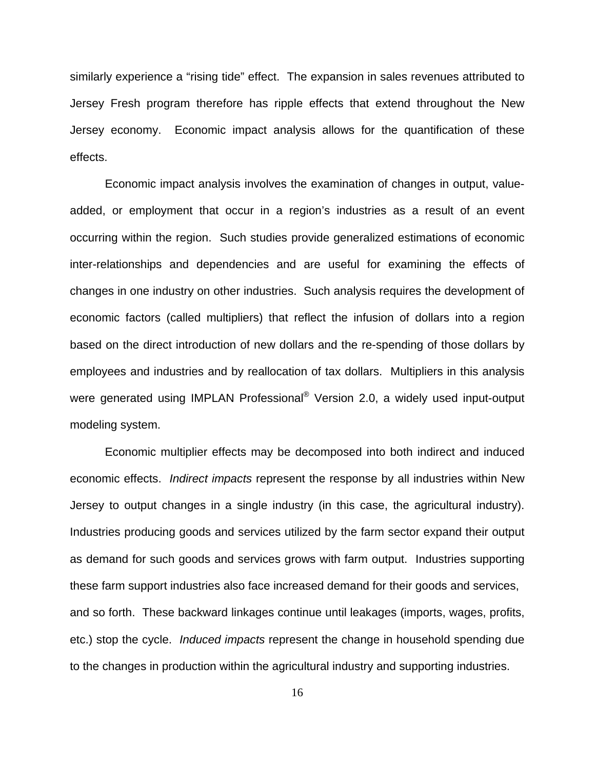similarly experience a "rising tide" effect. The expansion in sales revenues attributed to Jersey Fresh program therefore has ripple effects that extend throughout the New Jersey economy. Economic impact analysis allows for the quantification of these effects.

Economic impact analysis involves the examination of changes in output, value-added, or employment that occur in a region's industries as a result of an event occurring within the region. Such studies provide generalized estimations of economic inter-relationships and dependencies and are useful for examining the effects of changes in one industry on other industries. Such analysis requires the development of economic factors (called multipliers) that reflect the infusion of dollars into a region based on the direct introduction of new dollars and the re-spending of those dollars by employees and industries and by reallocation of tax dollars. Multipliers in this analysis were generated using IMPLAN Professional® Version 2.0, a widely used input-output modeling system.

Economic multiplier effects may be decomposed into both indirect and induced economic effects. *Indirect impacts* represent the response by all industries within New Jersey to output changes in a single industry (in this case, the agricultural industry). Industries producing goods and services utilized by the farm sector expand their output as demand for such goods and services grows with farm output. Industries supporting these farm support industries also face increased demand for their goods and services, and so forth. These backward linkages continue until leakages (imports, wages, profits, etc.) stop the cycle. *Induced impacts* represent the change in household spending due to the changes in production within the agricultural industry and supporting industries.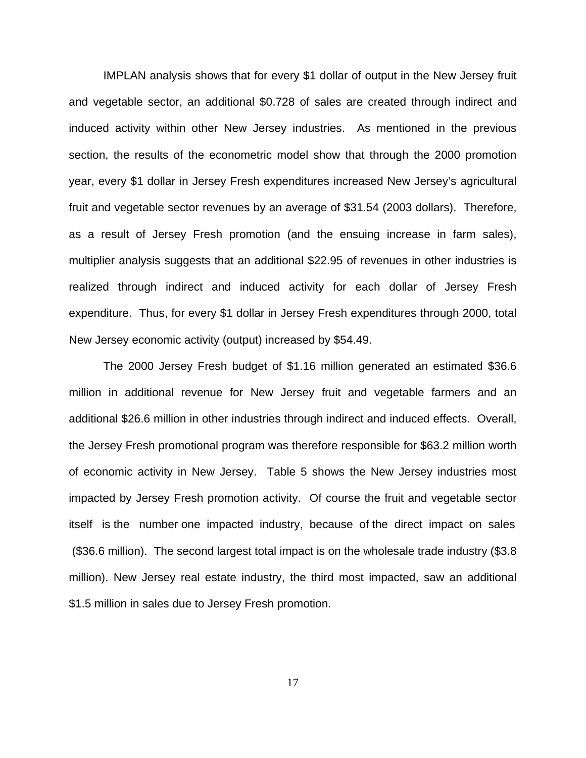IMPLAN analysis shows that for every $1 dollar of output in the New Jersey fruit and vegetable sector, an additional $0.728 of sales are created through indirect and induced activity within other New Jersey industries. As mentioned in the previous section, the results of the econometric model show that through the 2000 promotion year, every $1 dollar in Jersey Fresh expenditures increased New Jersey's agricultural fruit and vegetable sector revenues by an average of $31.54 (2003 dollars). Therefore, as a result of Jersey Fresh promotion (and the ensuing increase in farm sales), multiplier analysis suggests that an additional $22.95 of revenues in other industries is realized through indirect and induced activity for each dollar of Jersey Fresh expenditure. Thus, for every $1 dollar in Jersey Fresh expenditures through 2000, total New Jersey economic activity (output) increased by $54.49.

The 2000 Jersey Fresh budget of $1.16 million generated an estimated $36.6 million in additional revenue for New Jersey fruit and vegetable farmers and an additional $26.6 million in other industries through indirect and induced effects. Overall, the Jersey Fresh promotional program was therefore responsible for $63.2 million worth of economic activity in New Jersey. Table 5 shows the New Jersey industries most impacted by Jersey Fresh promotion activity. Of course the fruit and vegetable sector itself is the number one impacted industry, because of the direct impact on sales ($36.6 million). The second largest total impact is on the wholesale trade industry ($3.8 million). New Jersey real estate industry, the third most impacted, saw an additional $1.5 million in sales due to Jersey Fresh promotion.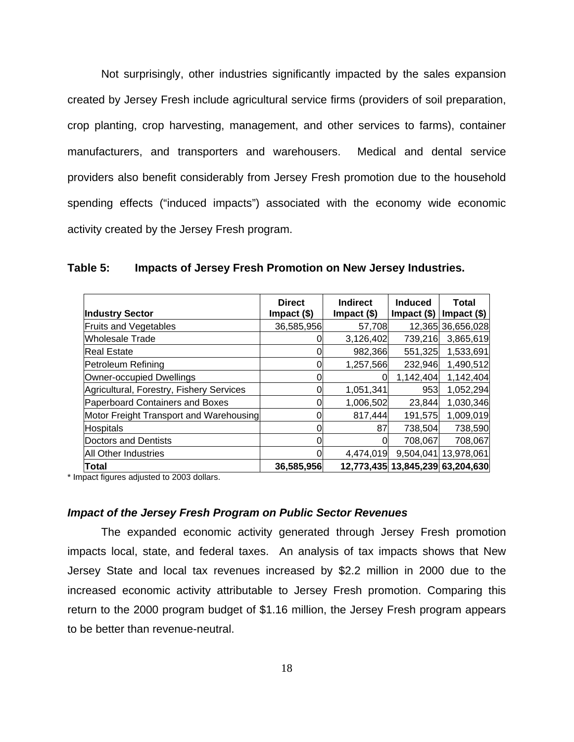Not surprisingly, other industries significantly impacted by the sales expansion created by Jersey Fresh include agricultural service firms (providers of soil preparation, crop planting, crop harvesting, management, and other services to farms), container manufacturers, and transporters and warehousers. Medical and dental service providers also benefit considerably from Jersey Fresh promotion due to the household spending effects ("induced impacts") associated with the economy wide economic activity created by the Jersey Fresh program.

**Table 5: Impacts of Jersey Fresh Promotion on New Jersey Industries.**

| Industry Sector | Direct Impact ($) | Indirect Impact ($) | Induced Impact ($) | Total Impact ($) |
|---|---|---|---|---|
| Fruits and Vegetables | 36,585,956 | 57,708 | 12,365 | 36,656,028 |
| Wholesale Trade | 0 | 3,126,402 | 739,216 | 3,865,619 |
| Real Estate | 0 | 982,366 | 551,325 | 1,533,691 |
| Petroleum Refining | 0 | 1,257,566 | 232,946 | 1,490,512 |
| Owner-occupied Dwellings | 0 | 0 | 1,142,404 | 1,142,404 |
| Agricultural, Forestry, Fishery Services | 0 | 1,051,341 | 953 | 1,052,294 |
| Paperboard Containers and Boxes | 0 | 1,006,502 | 23,844 | 1,030,346 |
| Motor Freight Transport and Warehousing | 0 | 817,444 | 191,575 | 1,009,019 |
| Hospitals | 0 | 87 | 738,504 | 738,590 |
| Doctors and Dentists | 0 | 0 | 708,067 | 708,067 |
| All Other Industries | 0 | 4,474,019 | 9,504,041 | 13,978,061 |
| **Total** | **36,585,956** | **12,773,435** | **13,845,239** | **63,204,630** |

\* Impact figures adjusted to 2003 dollars.

### *Impact of the Jersey Fresh Program on Public Sector Revenues*

The expanded economic activity generated through Jersey Fresh promotion impacts local, state, and federal taxes. An analysis of tax impacts shows that New Jersey State and local tax revenues increased by $2.2 million in 2000 due to the increased economic activity attributable to Jersey Fresh promotion. Comparing this return to the 2000 program budget of $1.16 million, the Jersey Fresh program appears to be better than revenue-neutral.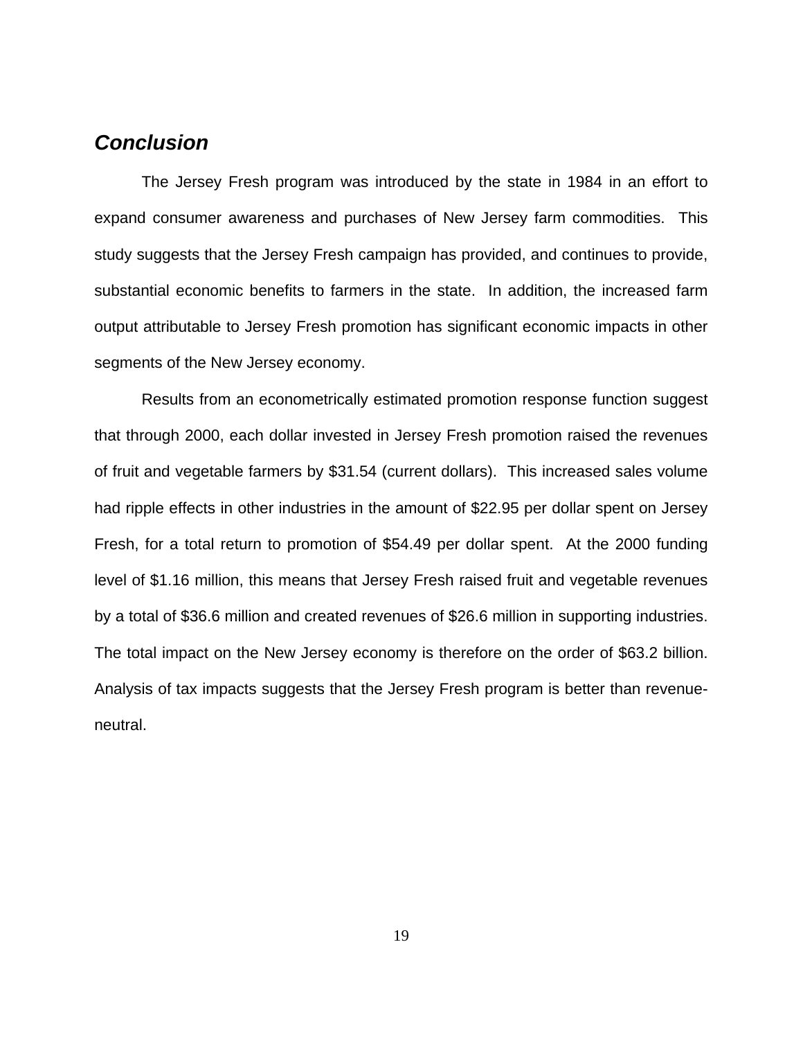## *Conclusion*

The Jersey Fresh program was introduced by the state in 1984 in an effort to expand consumer awareness and purchases of New Jersey farm commodities. This study suggests that the Jersey Fresh campaign has provided, and continues to provide, substantial economic benefits to farmers in the state. In addition, the increased farm output attributable to Jersey Fresh promotion has significant economic impacts in other segments of the New Jersey economy.

Results from an econometrically estimated promotion response function suggest that through 2000, each dollar invested in Jersey Fresh promotion raised the revenues of fruit and vegetable farmers by $31.54 (current dollars). This increased sales volume had ripple effects in other industries in the amount of $22.95 per dollar spent on Jersey Fresh, for a total return to promotion of $54.49 per dollar spent. At the 2000 funding level of $1.16 million, this means that Jersey Fresh raised fruit and vegetable revenues by a total of $36.6 million and created revenues of $26.6 million in supporting industries. The total impact on the New Jersey economy is therefore on the order of $63.2 billion. Analysis of tax impacts suggests that the Jersey Fresh program is better than revenue-neutral.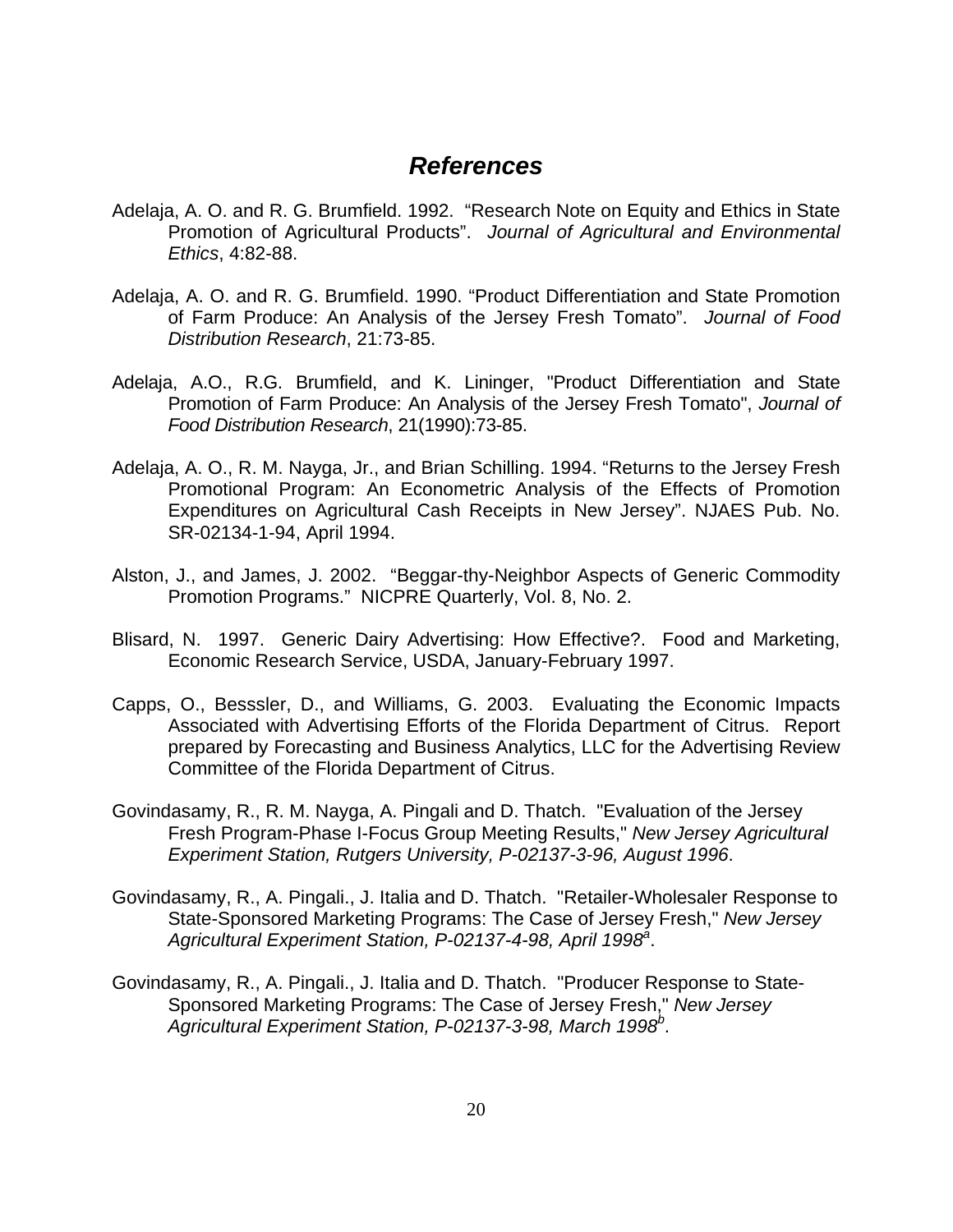# *References*

Adelaja, A. O. and R. G. Brumfield. 1992. "Research Note on Equity and Ethics in State Promotion of Agricultural Products". *Journal of Agricultural and Environmental Ethics*, 4:82-88.

Adelaja, A. O. and R. G. Brumfield. 1990. "Product Differentiation and State Promotion of Farm Produce: An Analysis of the Jersey Fresh Tomato". *Journal of Food Distribution Research*, 21:73-85.

Adelaja, A.O., R.G. Brumfield, and K. Lininger, "Product Differentiation and State Promotion of Farm Produce: An Analysis of the Jersey Fresh Tomato", *Journal of Food Distribution Research*, 21(1990):73-85.

Adelaja, A. O., R. M. Nayga, Jr., and Brian Schilling. 1994. "Returns to the Jersey Fresh Promotional Program: An Econometric Analysis of the Effects of Promotion Expenditures on Agricultural Cash Receipts in New Jersey". NJAES Pub. No. SR-02134-1-94, April 1994.

Alston, J., and James, J. 2002. "Beggar-thy-Neighbor Aspects of Generic Commodity Promotion Programs." NICPRE Quarterly, Vol. 8, No. 2.

Blisard, N. 1997. Generic Dairy Advertising: How Effective?. Food and Marketing, Economic Research Service, USDA, January-February 1997.

Capps, O., Besssler, D., and Williams, G. 2003. Evaluating the Economic Impacts Associated with Advertising Efforts of the Florida Department of Citrus. Report prepared by Forecasting and Business Analytics, LLC for the Advertising Review Committee of the Florida Department of Citrus.

Govindasamy, R., R. M. Nayga, A. Pingali and D. Thatch. "Evaluation of the Jersey Fresh Program-Phase I-Focus Group Meeting Results," *New Jersey Agricultural Experiment Station, Rutgers University, P-02137-3-96, August 1996*.

Govindasamy, R., A. Pingali., J. Italia and D. Thatch. "Retailer-Wholesaler Response to State-Sponsored Marketing Programs: The Case of Jersey Fresh," *New Jersey Agricultural Experiment Station, P-02137-4-98, April 1998*[a].

Govindasamy, R., A. Pingali., J. Italia and D. Thatch. "Producer Response to State-Sponsored Marketing Programs: The Case of Jersey Fresh," *New Jersey Agricultural Experiment Station, P-02137-3-98, March 1998*[b].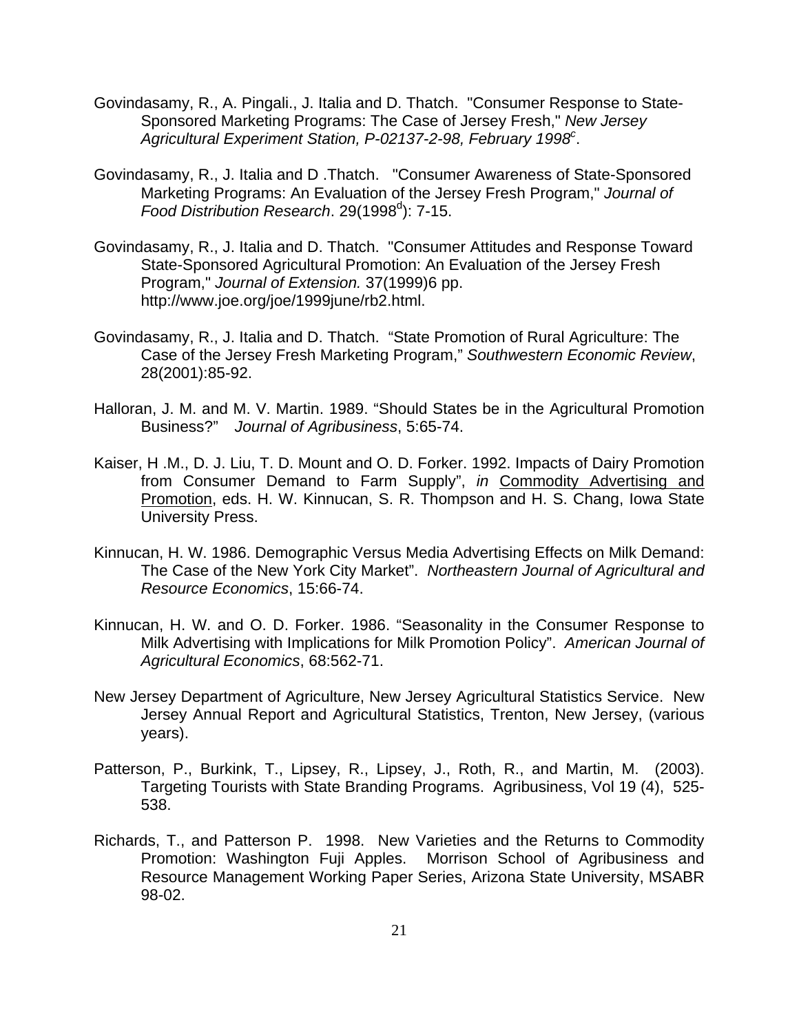Govindasamy, R., A. Pingali., J. Italia and D. Thatch. "Consumer Response to State-Sponsored Marketing Programs: The Case of Jersey Fresh," *New Jersey Agricultural Experiment Station, P-02137-2-98, February 1998[c]*.

Govindasamy, R., J. Italia and D .Thatch. "Consumer Awareness of State-Sponsored Marketing Programs: An Evaluation of the Jersey Fresh Program," *Journal of Food Distribution Research*. 29(1998[d]): 7-15.

Govindasamy, R., J. Italia and D. Thatch. "Consumer Attitudes and Response Toward State-Sponsored Agricultural Promotion: An Evaluation of the Jersey Fresh Program," *Journal of Extension.* 37(1999)6 pp. http://www.joe.org/joe/1999june/rb2.html.

Govindasamy, R., J. Italia and D. Thatch. "State Promotion of Rural Agriculture: The Case of the Jersey Fresh Marketing Program," *Southwestern Economic Review*, 28(2001):85-92.

Halloran, J. M. and M. V. Martin. 1989. "Should States be in the Agricultural Promotion Business?" *Journal of Agribusiness*, 5:65-74.

Kaiser, H .M., D. J. Liu, T. D. Mount and O. D. Forker. 1992. Impacts of Dairy Promotion from Consumer Demand to Farm Supply", *in* Commodity Advertising and Promotion, eds. H. W. Kinnucan, S. R. Thompson and H. S. Chang, Iowa State University Press.

Kinnucan, H. W. 1986. Demographic Versus Media Advertising Effects on Milk Demand: The Case of the New York City Market". *Northeastern Journal of Agricultural and Resource Economics*, 15:66-74.

Kinnucan, H. W. and O. D. Forker. 1986. "Seasonality in the Consumer Response to Milk Advertising with Implications for Milk Promotion Policy". *American Journal of Agricultural Economics*, 68:562-71.

New Jersey Department of Agriculture, New Jersey Agricultural Statistics Service. New Jersey Annual Report and Agricultural Statistics, Trenton, New Jersey, (various years).

Patterson, P., Burkink, T., Lipsey, R., Lipsey, J., Roth, R., and Martin, M. (2003). Targeting Tourists with State Branding Programs. Agribusiness, Vol 19 (4), 525-538.

Richards, T., and Patterson P. 1998. New Varieties and the Returns to Commodity Promotion: Washington Fuji Apples. Morrison School of Agribusiness and Resource Management Working Paper Series, Arizona State University, MSABR 98-02.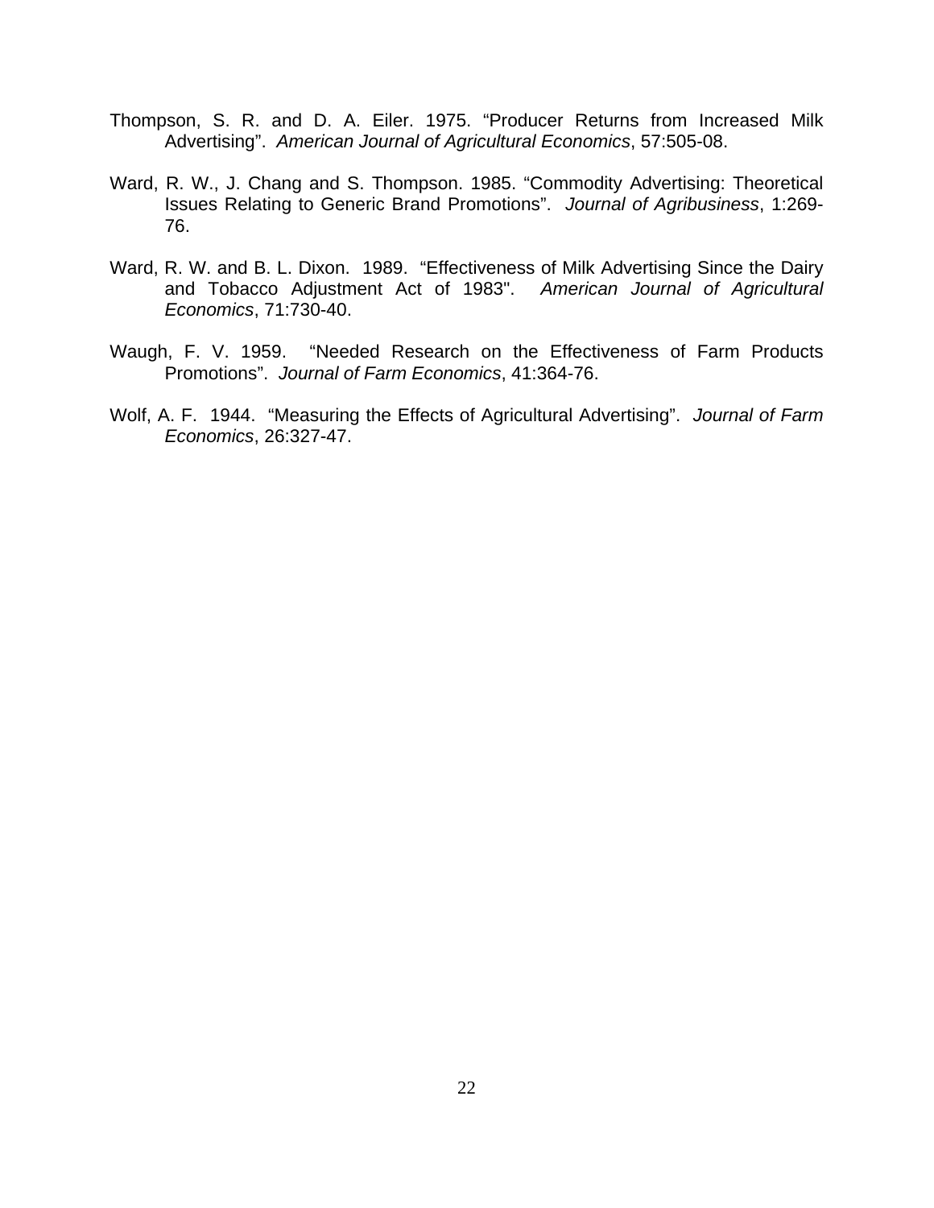Thompson, S. R. and D. A. Eiler. 1975. “Producer Returns from Increased Milk Advertising”. *American Journal of Agricultural Economics*, 57:505-08.

Ward, R. W., J. Chang and S. Thompson. 1985. “Commodity Advertising: Theoretical Issues Relating to Generic Brand Promotions”. *Journal of Agribusiness*, 1:269-76.

Ward, R. W. and B. L. Dixon. 1989. “Effectiveness of Milk Advertising Since the Dairy and Tobacco Adjustment Act of 1983". *American Journal of Agricultural Economics*, 71:730-40.

Waugh, F. V. 1959. “Needed Research on the Effectiveness of Farm Products Promotions”. *Journal of Farm Economics*, 41:364-76.

Wolf, A. F. 1944. “Measuring the Effects of Agricultural Advertising”. *Journal of Farm Economics*, 26:327-47.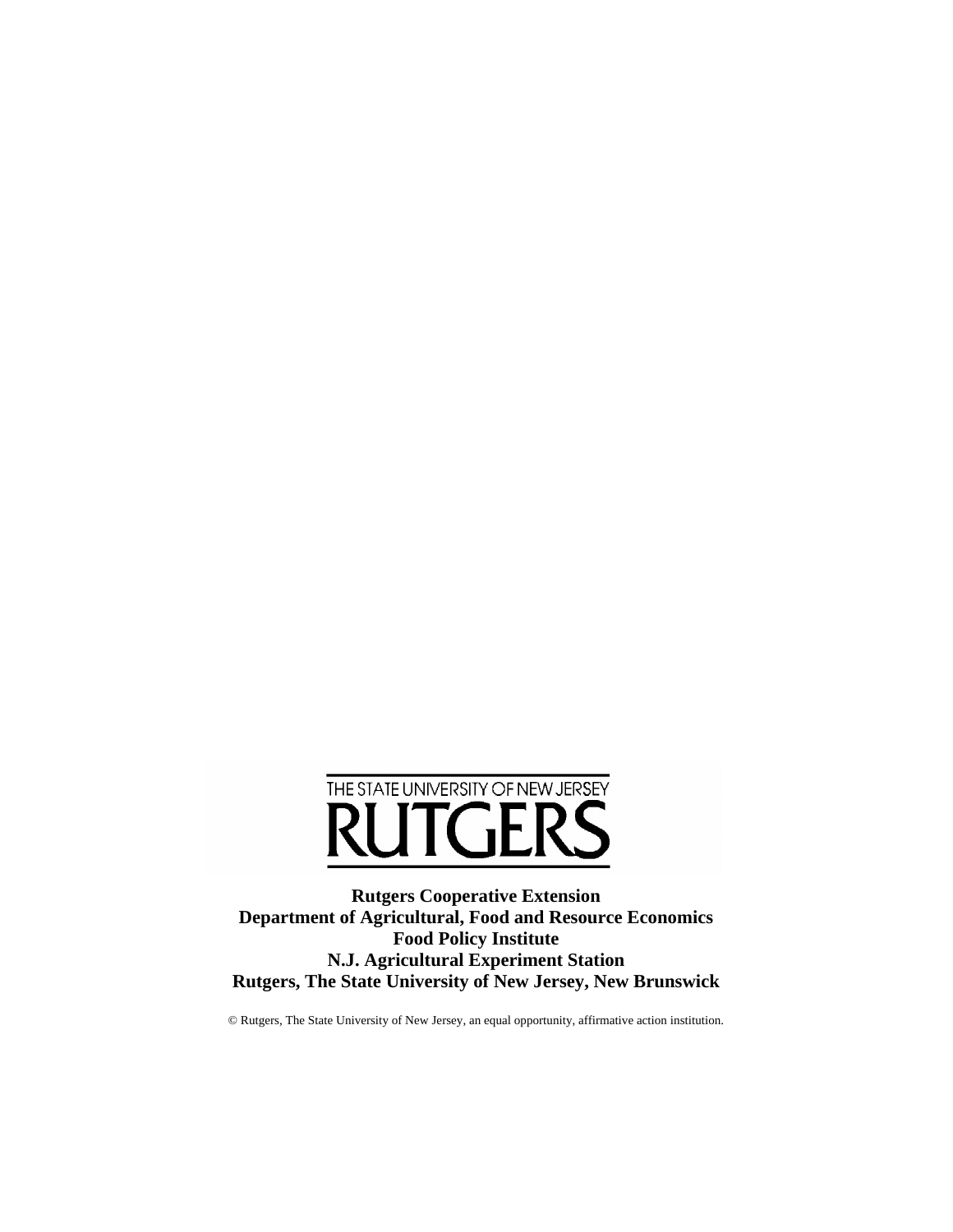THE STATE UNIVERSITY OF NEW JERSEY

RUTGERS

**Rutgers Cooperative Extension**
**Department of Agricultural, Food and Resource Economics**
**Food Policy Institute**
**N.J. Agricultural Experiment Station**
**Rutgers, The State University of New Jersey, New Brunswick**

© Rutgers, The State University of New Jersey, an equal opportunity, affirmative action institution.